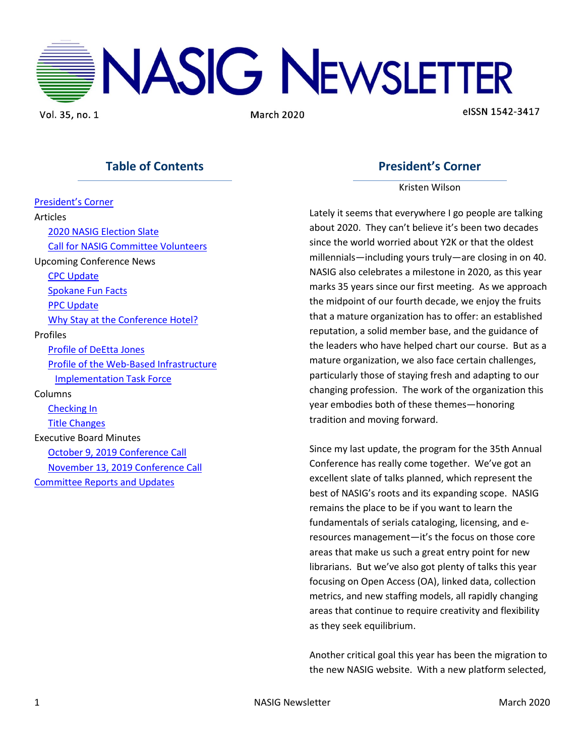# NASIG Newsletter

Vol. 35, no. 1 March 2020 eISSN 1542-3417

## Table of Contents

President's Corner

Articles

- 2020 NASIG Election Slate
- Call for NASIG Committee Volunteers

Upcoming Conference News

- CPC Update
- Spokane Fun Facts
- PPC Update
- Why Stay at the Conference Hotel?

Profiles

- Profile of DeEtta Jones
- Profile of the Web-Based Infrastructure Implementation Task Force

Columns

- Checking In
- Title Changes

Executive Board Minutes

- October 9, 2019 Conference Call
- November 13, 2019 Conference Call

Committee Reports and Updates

## President's Corner

Kristen Wilson

Lately it seems that everywhere I go people are talking about 2020. They can't believe it's been two decades since the world worried about Y2K or that the oldest millennials—including yours truly—are closing in on 40. NASIG also celebrates a milestone in 2020, as this year marks 35 years since our first meeting. As we approach the midpoint of our fourth decade, we enjoy the fruits that a mature organization has to offer: an established reputation, a solid member base, and the guidance of the leaders who have helped chart our course. But as a mature organization, we also face certain challenges, particularly those of staying fresh and adapting to our changing profession. The work of the organization this year embodies both of these themes—honoring tradition and moving forward.

Since my last update, the program for the 35th Annual Conference has really come together. We've got an excellent slate of talks planned, which represent the best of NASIG's roots and its expanding scope. NASIG remains the place to be if you want to learn the fundamentals of serials cataloging, licensing, and e-resources management—it's the focus on those core areas that make us such a great entry point for new librarians. But we've also got plenty of talks this year focusing on Open Access (OA), linked data, collection metrics, and new staffing models, all rapidly changing areas that continue to require creativity and flexibility as they seek equilibrium.

Another critical goal this year has been the migration to the new NASIG website. With a new platform selected,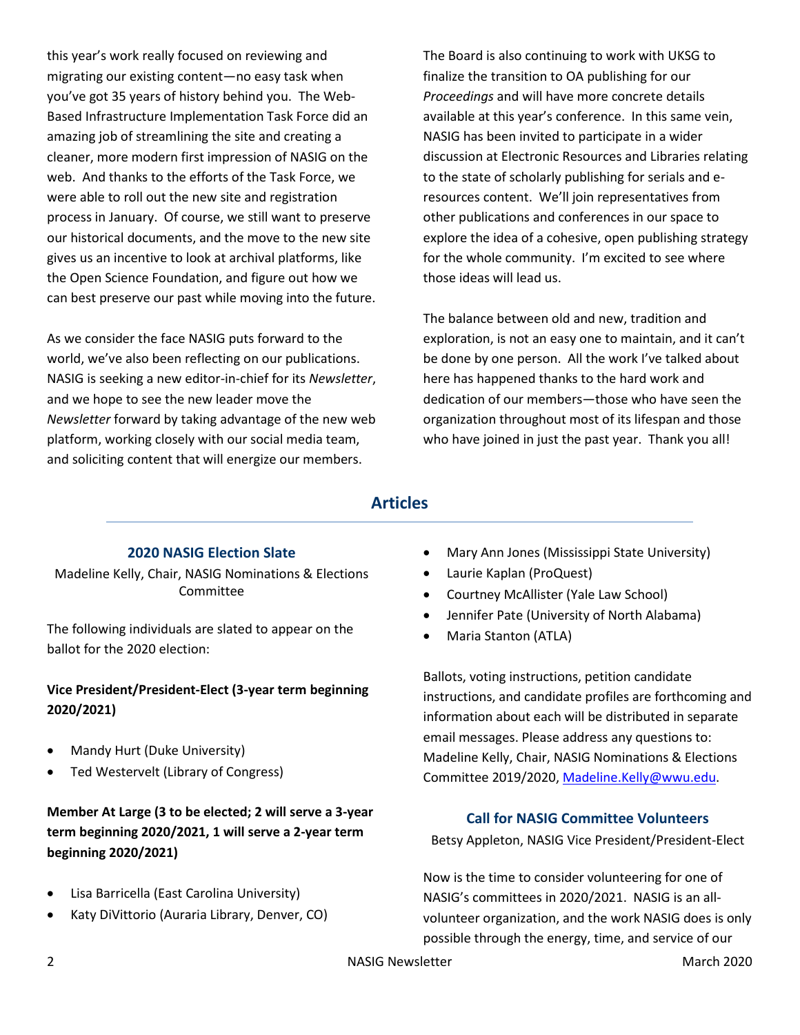this year's work really focused on reviewing and migrating our existing content—no easy task when you've got 35 years of history behind you. The Web-Based Infrastructure Implementation Task Force did an amazing job of streamlining the site and creating a cleaner, more modern first impression of NASIG on the web. And thanks to the efforts of the Task Force, we were able to roll out the new site and registration process in January. Of course, we still want to preserve our historical documents, and the move to the new site gives us an incentive to look at archival platforms, like the Open Science Foundation, and figure out how we can best preserve our past while moving into the future.

As we consider the face NASIG puts forward to the world, we've also been reflecting on our publications. NASIG is seeking a new editor-in-chief for its *Newsletter*, and we hope to see the new leader move the *Newsletter* forward by taking advantage of the new web platform, working closely with our social media team, and soliciting content that will energize our members.

The Board is also continuing to work with UKSG to finalize the transition to OA publishing for our *Proceedings* and will have more concrete details available at this year's conference. In this same vein, NASIG has been invited to participate in a wider discussion at Electronic Resources and Libraries relating to the state of scholarly publishing for serials and e-resources content. We'll join representatives from other publications and conferences in our space to explore the idea of a cohesive, open publishing strategy for the whole community. I'm excited to see where those ideas will lead us.

The balance between old and new, tradition and exploration, is not an easy one to maintain, and it can't be done by one person. All the work I've talked about here has happened thanks to the hard work and dedication of our members—those who have seen the organization throughout most of its lifespan and those who have joined in just the past year. Thank you all!

## Articles

### 2020 NASIG Election Slate

Madeline Kelly, Chair, NASIG Nominations & Elections Committee

The following individuals are slated to appear on the ballot for the 2020 election:

**Vice President/President-Elect (3-year term beginning 2020/2021)**

- Mandy Hurt (Duke University)
- Ted Westervelt (Library of Congress)

**Member At Large (3 to be elected; 2 will serve a 3-year term beginning 2020/2021, 1 will serve a 2-year term beginning 2020/2021)**

- Lisa Barricella (East Carolina University)
- Katy DiVittorio (Auraria Library, Denver, CO)
- Mary Ann Jones (Mississippi State University)
- Laurie Kaplan (ProQuest)
- Courtney McAllister (Yale Law School)
- Jennifer Pate (University of North Alabama)
- Maria Stanton (ATLA)

Ballots, voting instructions, petition candidate instructions, and candidate profiles are forthcoming and information about each will be distributed in separate email messages. Please address any questions to: Madeline Kelly, Chair, NASIG Nominations & Elections Committee 2019/2020, Madeline.Kelly@wwu.edu.

### Call for NASIG Committee Volunteers

Betsy Appleton, NASIG Vice President/President-Elect

Now is the time to consider volunteering for one of NASIG's committees in 2020/2021. NASIG is an all-volunteer organization, and the work NASIG does is only possible through the energy, time, and service of our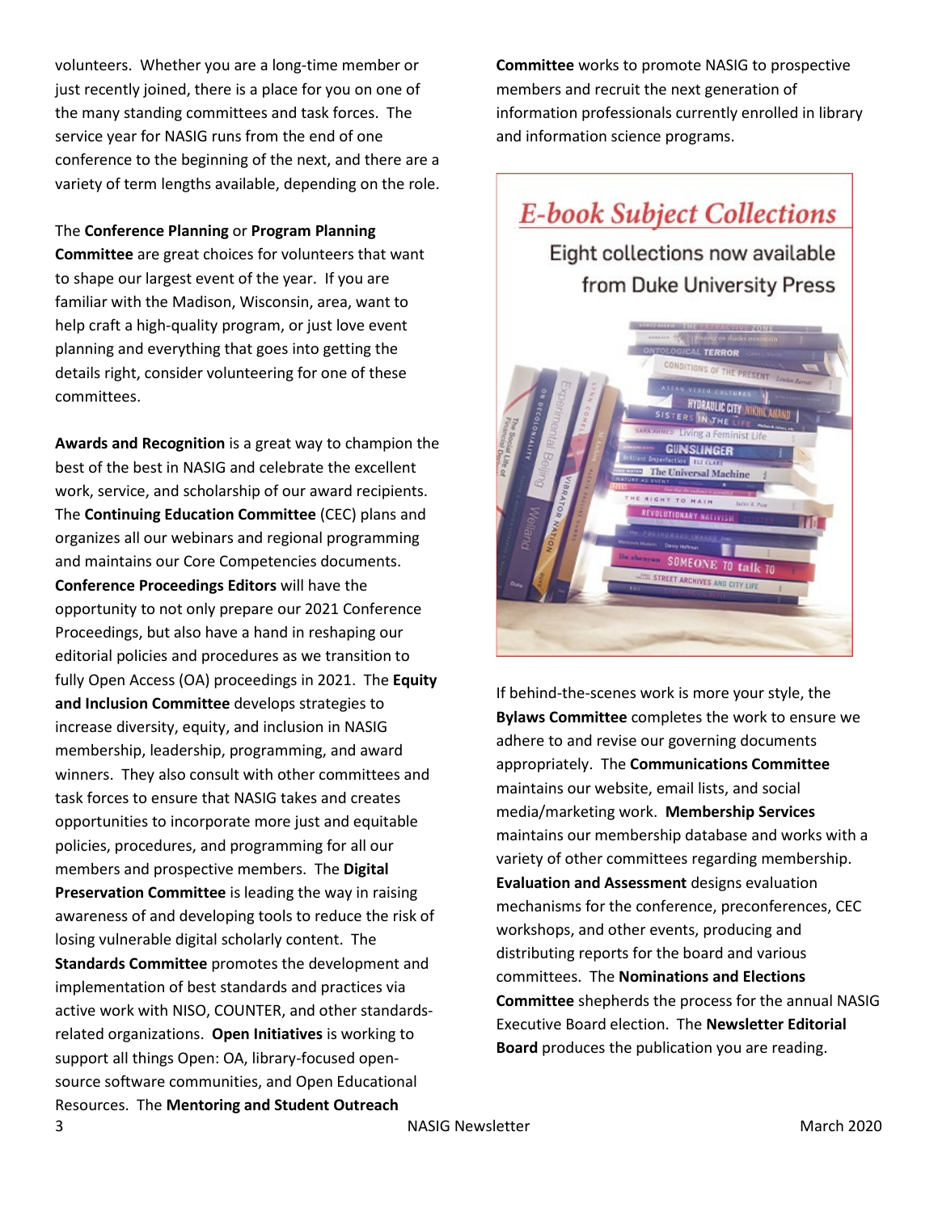volunteers. Whether you are a long-time member or just recently joined, there is a place for you on one of the many standing committees and task forces. The service year for NASIG runs from the end of one conference to the beginning of the next, and there are a variety of term lengths available, depending on the role.

The **Conference Planning** or **Program Planning Committee** are great choices for volunteers that want to shape our largest event of the year. If you are familiar with the Madison, Wisconsin, area, want to help craft a high-quality program, or just love event planning and everything that goes into getting the details right, consider volunteering for one of these committees.

**Awards and Recognition** is a great way to champion the best of the best in NASIG and celebrate the excellent work, service, and scholarship of our award recipients. The **Continuing Education Committee** (CEC) plans and organizes all our webinars and regional programming and maintains our Core Competencies documents. **Conference Proceedings Editors** will have the opportunity to not only prepare our 2021 Conference Proceedings, but also have a hand in reshaping our editorial policies and procedures as we transition to fully Open Access (OA) proceedings in 2021. The **Equity and Inclusion Committee** develops strategies to increase diversity, equity, and inclusion in NASIG membership, leadership, programming, and award winners. They also consult with other committees and task forces to ensure that NASIG takes and creates opportunities to incorporate more just and equitable policies, procedures, and programming for all our members and prospective members. The **Digital Preservation Committee** is leading the way in raising awareness of and developing tools to reduce the risk of losing vulnerable digital scholarly content. The **Standards Committee** promotes the development and implementation of best standards and practices via active work with NISO, COUNTER, and other standards-related organizations. **Open Initiatives** is working to support all things Open: OA, library-focused open-source software communities, and Open Educational Resources. The **Mentoring and Student Outreach Committee** works to promote NASIG to prospective members and recruit the next generation of information professionals currently enrolled in library and information science programs.

*E-book Subject Collections*

Eight collections now available from Duke University Press

If behind-the-scenes work is more your style, the **Bylaws Committee** completes the work to ensure we adhere to and revise our governing documents appropriately. The **Communications Committee** maintains our website, email lists, and social media/marketing work. **Membership Services** maintains our membership database and works with a variety of other committees regarding membership. **Evaluation and Assessment** designs evaluation mechanisms for the conference, preconferences, CEC workshops, and other events, producing and distributing reports for the board and various committees. The **Nominations and Elections Committee** shepherds the process for the annual NASIG Executive Board election. The **Newsletter Editorial Board** produces the publication you are reading.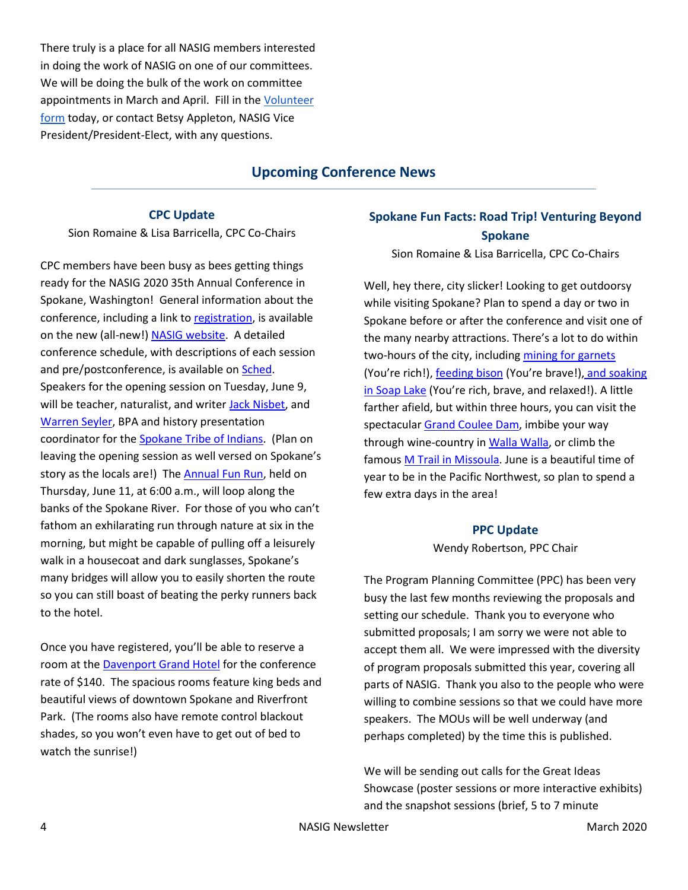There truly is a place for all NASIG members interested in doing the work of NASIG on one of our committees. We will be doing the bulk of the work on committee appointments in March and April. Fill in the Volunteer form today, or contact Betsy Appleton, NASIG Vice President/President-Elect, with any questions.

## Upcoming Conference News

### CPC Update

Sion Romaine & Lisa Barricella, CPC Co-Chairs

CPC members have been busy as bees getting things ready for the NASIG 2020 35th Annual Conference in Spokane, Washington! General information about the conference, including a link to registration, is available on the new (all-new!) NASIG website. A detailed conference schedule, with descriptions of each session and pre/postconference, is available on Sched. Speakers for the opening session on Tuesday, June 9, will be teacher, naturalist, and writer Jack Nisbet, and Warren Seyler, BPA and history presentation coordinator for the Spokane Tribe of Indians. (Plan on leaving the opening session as well versed on Spokane's story as the locals are!) The Annual Fun Run, held on Thursday, June 11, at 6:00 a.m., will loop along the banks of the Spokane River. For those of you who can't fathom an exhilarating run through nature at six in the morning, but might be capable of pulling off a leisurely walk in a housecoat and dark sunglasses, Spokane's many bridges will allow you to easily shorten the route so you can still boast of beating the perky runners back to the hotel.

Once you have registered, you'll be able to reserve a room at the Davenport Grand Hotel for the conference rate of $140. The spacious rooms feature king beds and beautiful views of downtown Spokane and Riverfront Park. (The rooms also have remote control blackout shades, so you won't even have to get out of bed to watch the sunrise!)

### Spokane Fun Facts: Road Trip! Venturing Beyond Spokane

Sion Romaine & Lisa Barricella, CPC Co-Chairs

Well, hey there, city slicker! Looking to get outdoorsy while visiting Spokane? Plan to spend a day or two in Spokane before or after the conference and visit one of the many nearby attractions. There's a lot to do within two-hours of the city, including mining for garnets (You're rich!), feeding bison (You're brave!), and soaking in Soap Lake (You're rich, brave, and relaxed!). A little farther afield, but within three hours, you can visit the spectacular Grand Coulee Dam, imbibe your way through wine-country in Walla Walla, or climb the famous M Trail in Missoula. June is a beautiful time of year to be in the Pacific Northwest, so plan to spend a few extra days in the area!

### PPC Update

Wendy Robertson, PPC Chair

The Program Planning Committee (PPC) has been very busy the last few months reviewing the proposals and setting our schedule. Thank you to everyone who submitted proposals; I am sorry we were not able to accept them all. We were impressed with the diversity of program proposals submitted this year, covering all parts of NASIG. Thank you also to the people who were willing to combine sessions so that we could have more speakers. The MOUs will be well underway (and perhaps completed) by the time this is published.

We will be sending out calls for the Great Ideas Showcase (poster sessions or more interactive exhibits) and the snapshot sessions (brief, 5 to 7 minute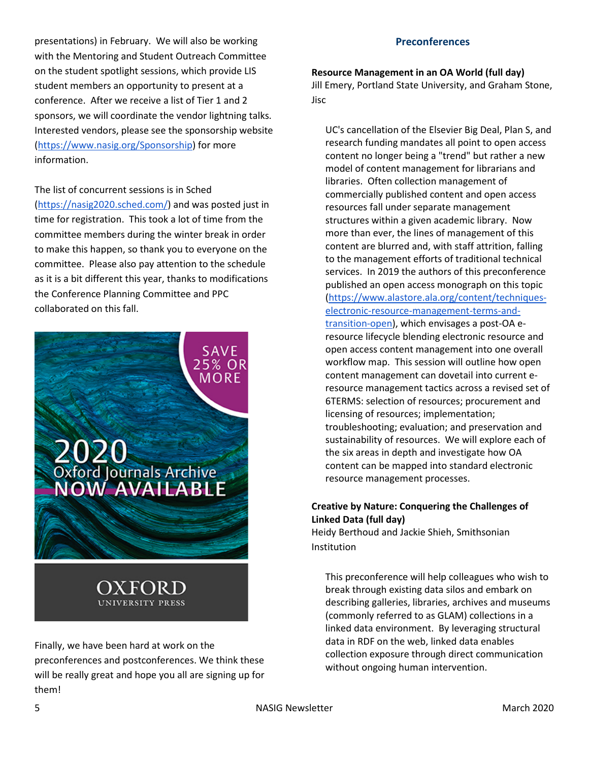presentations) in February. We will also be working with the Mentoring and Student Outreach Committee on the student spotlight sessions, which provide LIS student members an opportunity to present at a conference. After we receive a list of Tier 1 and 2 sponsors, we will coordinate the vendor lightning talks. Interested vendors, please see the sponsorship website (https://www.nasig.org/Sponsorship) for more information.

The list of concurrent sessions is in Sched (https://nasig2020.sched.com/) and was posted just in time for registration. This took a lot of time from the committee members during the winter break in order to make this happen, so thank you to everyone on the committee. Please also pay attention to the schedule as it is a bit different this year, thanks to modifications the Conference Planning Committee and PPC collaborated on this fall.

SAVE 25% OR MORE

2020 Oxford Journals Archive NOW AVAILABLE

OXFORD UNIVERSITY PRESS

Finally, we have been hard at work on the preconferences and postconferences. We think these will be really great and hope you all are signing up for them!

## Preconferences

**Resource Management in an OA World (full day)**
Jill Emery, Portland State University, and Graham Stone, Jisc

UC's cancellation of the Elsevier Big Deal, Plan S, and research funding mandates all point to open access content no longer being a "trend" but rather a new model of content management for librarians and libraries. Often collection management of commercially published content and open access resources fall under separate management structures within a given academic library. Now more than ever, the lines of management of this content are blurred and, with staff attrition, falling to the management efforts of traditional technical services. In 2019 the authors of this preconference published an open access monograph on this topic (https://www.alastore.ala.org/content/techniques-electronic-resource-management-terms-and-transition-open), which envisages a post-OA e-resource lifecycle blending electronic resource and open access content management into one overall workflow map. This session will outline how open content management can dovetail into current e-resource management tactics across a revised set of 6TERMS: selection of resources; procurement and licensing of resources; implementation; troubleshooting; evaluation; and preservation and sustainability of resources. We will explore each of the six areas in depth and investigate how OA content can be mapped into standard electronic resource management processes.

**Creative by Nature: Conquering the Challenges of Linked Data (full day)**
Heidy Berthoud and Jackie Shieh, Smithsonian Institution

This preconference will help colleagues who wish to break through existing data silos and embark on describing galleries, libraries, archives and museums (commonly referred to as GLAM) collections in a linked data environment. By leveraging structural data in RDF on the web, linked data enables collection exposure through direct communication without ongoing human intervention.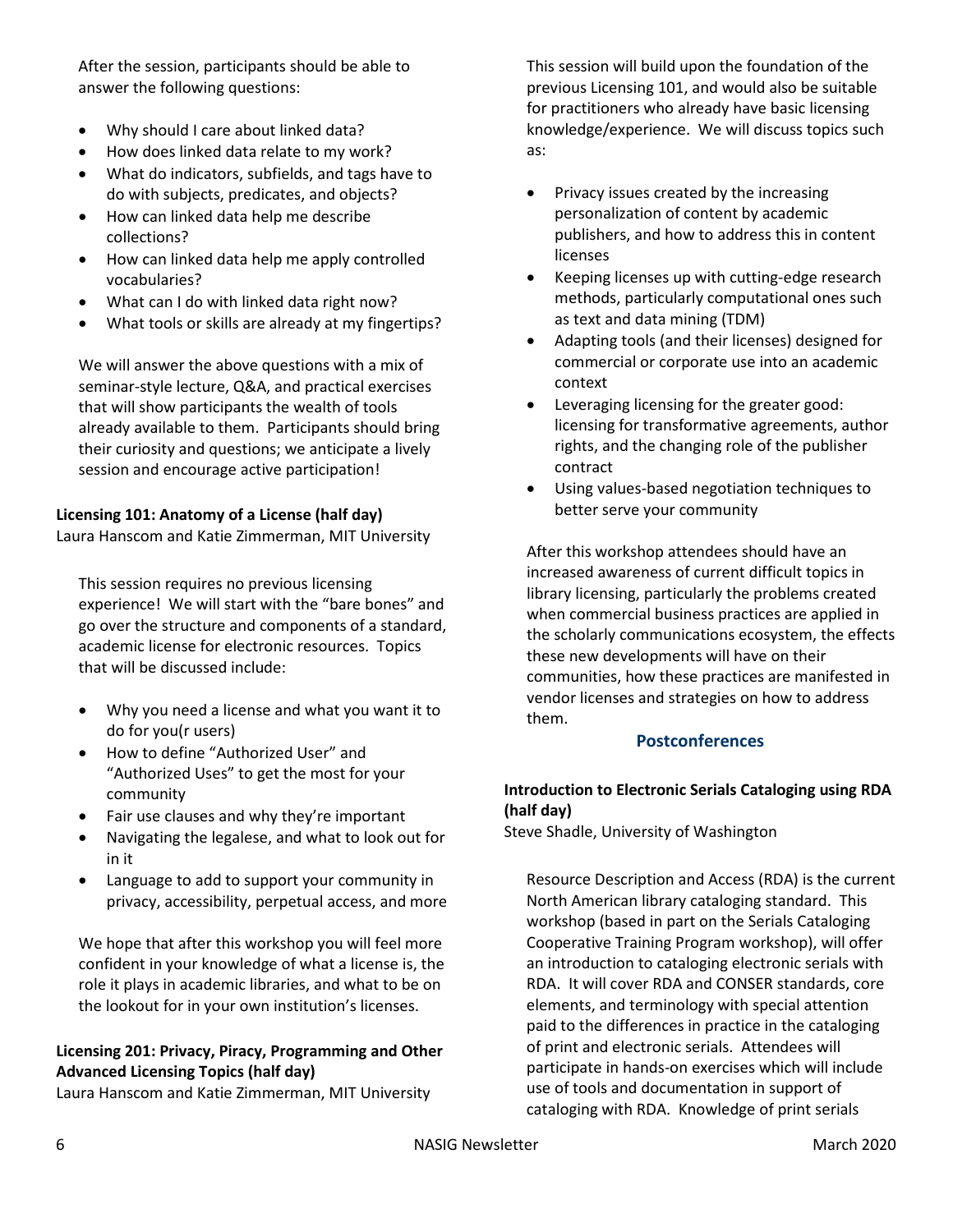After the session, participants should be able to answer the following questions:

- Why should I care about linked data?
- How does linked data relate to my work?
- What do indicators, subfields, and tags have to do with subjects, predicates, and objects?
- How can linked data help me describe collections?
- How can linked data help me apply controlled vocabularies?
- What can I do with linked data right now?
- What tools or skills are already at my fingertips?

We will answer the above questions with a mix of seminar-style lecture, Q&A, and practical exercises that will show participants the wealth of tools already available to them. Participants should bring their curiosity and questions; we anticipate a lively session and encourage active participation!

**Licensing 101: Anatomy of a License (half day)**
Laura Hanscom and Katie Zimmerman, MIT University

This session requires no previous licensing experience! We will start with the "bare bones" and go over the structure and components of a standard, academic license for electronic resources. Topics that will be discussed include:

- Why you need a license and what you want it to do for you(r users)
- How to define "Authorized User" and "Authorized Uses" to get the most for your community
- Fair use clauses and why they're important
- Navigating the legalese, and what to look out for in it
- Language to add to support your community in privacy, accessibility, perpetual access, and more

We hope that after this workshop you will feel more confident in your knowledge of what a license is, the role it plays in academic libraries, and what to be on the lookout for in your own institution's licenses.

**Licensing 201: Privacy, Piracy, Programming and Other Advanced Licensing Topics (half day)**
Laura Hanscom and Katie Zimmerman, MIT University

This session will build upon the foundation of the previous Licensing 101, and would also be suitable for practitioners who already have basic licensing knowledge/experience. We will discuss topics such as:

- Privacy issues created by the increasing personalization of content by academic publishers, and how to address this in content licenses
- Keeping licenses up with cutting-edge research methods, particularly computational ones such as text and data mining (TDM)
- Adapting tools (and their licenses) designed for commercial or corporate use into an academic context
- Leveraging licensing for the greater good: licensing for transformative agreements, author rights, and the changing role of the publisher contract
- Using values-based negotiation techniques to better serve your community

After this workshop attendees should have an increased awareness of current difficult topics in library licensing, particularly the problems created when commercial business practices are applied in the scholarly communications ecosystem, the effects these new developments will have on their communities, how these practices are manifested in vendor licenses and strategies on how to address them.

## Postconferences

**Introduction to Electronic Serials Cataloging using RDA (half day)**
Steve Shadle, University of Washington

Resource Description and Access (RDA) is the current North American library cataloging standard. This workshop (based in part on the Serials Cataloging Cooperative Training Program workshop), will offer an introduction to cataloging electronic serials with RDA. It will cover RDA and CONSER standards, core elements, and terminology with special attention paid to the differences in practice in the cataloging of print and electronic serials. Attendees will participate in hands-on exercises which will include use of tools and documentation in support of cataloging with RDA. Knowledge of print serials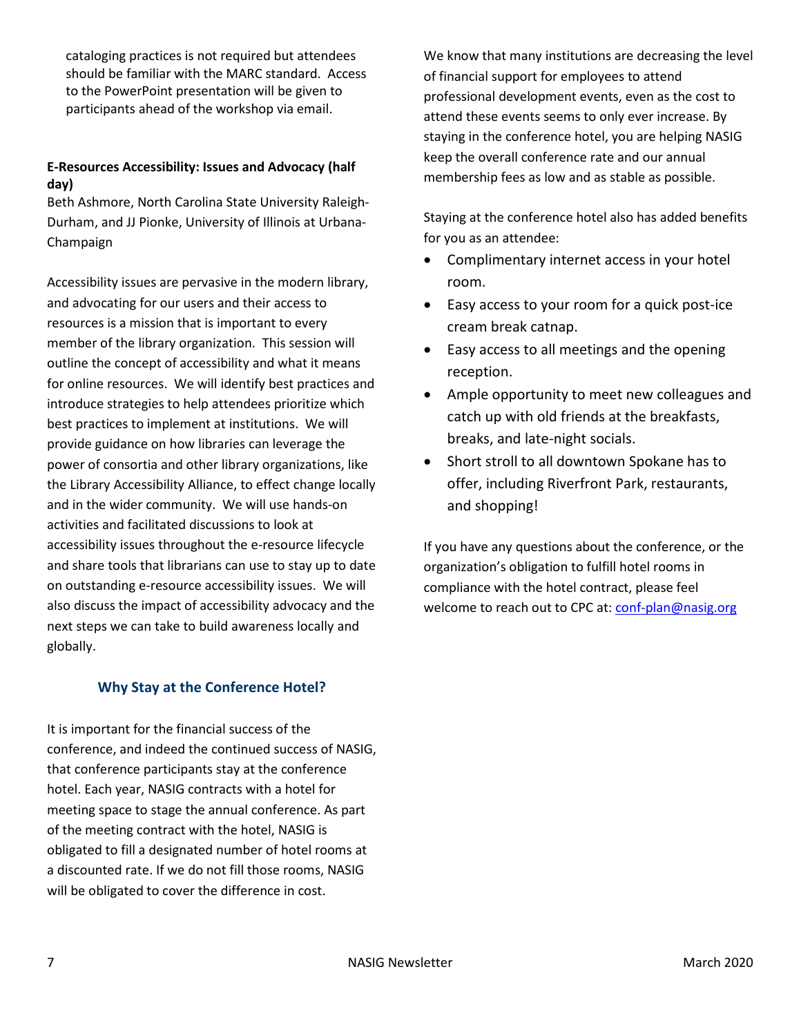cataloging practices is not required but attendees should be familiar with the MARC standard. Access to the PowerPoint presentation will be given to participants ahead of the workshop via email.

**E-Resources Accessibility: Issues and Advocacy (half day)**

Beth Ashmore, North Carolina State University Raleigh-Durham, and JJ Pionke, University of Illinois at Urbana-Champaign

Accessibility issues are pervasive in the modern library, and advocating for our users and their access to resources is a mission that is important to every member of the library organization. This session will outline the concept of accessibility and what it means for online resources. We will identify best practices and introduce strategies to help attendees prioritize which best practices to implement at institutions. We will provide guidance on how libraries can leverage the power of consortia and other library organizations, like the Library Accessibility Alliance, to effect change locally and in the wider community. We will use hands-on activities and facilitated discussions to look at accessibility issues throughout the e-resource lifecycle and share tools that librarians can use to stay up to date on outstanding e-resource accessibility issues. We will also discuss the impact of accessibility advocacy and the next steps we can take to build awareness locally and globally.

## Why Stay at the Conference Hotel?

It is important for the financial success of the conference, and indeed the continued success of NASIG, that conference participants stay at the conference hotel. Each year, NASIG contracts with a hotel for meeting space to stage the annual conference. As part of the meeting contract with the hotel, NASIG is obligated to fill a designated number of hotel rooms at a discounted rate. If we do not fill those rooms, NASIG will be obligated to cover the difference in cost.

We know that many institutions are decreasing the level of financial support for employees to attend professional development events, even as the cost to attend these events seems to only ever increase. By staying in the conference hotel, you are helping NASIG keep the overall conference rate and our annual membership fees as low and as stable as possible.

Staying at the conference hotel also has added benefits for you as an attendee:

- Complimentary internet access in your hotel room.
- Easy access to your room for a quick post-ice cream break catnap.
- Easy access to all meetings and the opening reception.
- Ample opportunity to meet new colleagues and catch up with old friends at the breakfasts, breaks, and late-night socials.
- Short stroll to all downtown Spokane has to offer, including Riverfront Park, restaurants, and shopping!

If you have any questions about the conference, or the organization's obligation to fulfill hotel rooms in compliance with the hotel contract, please feel welcome to reach out to CPC at: conf-plan@nasig.org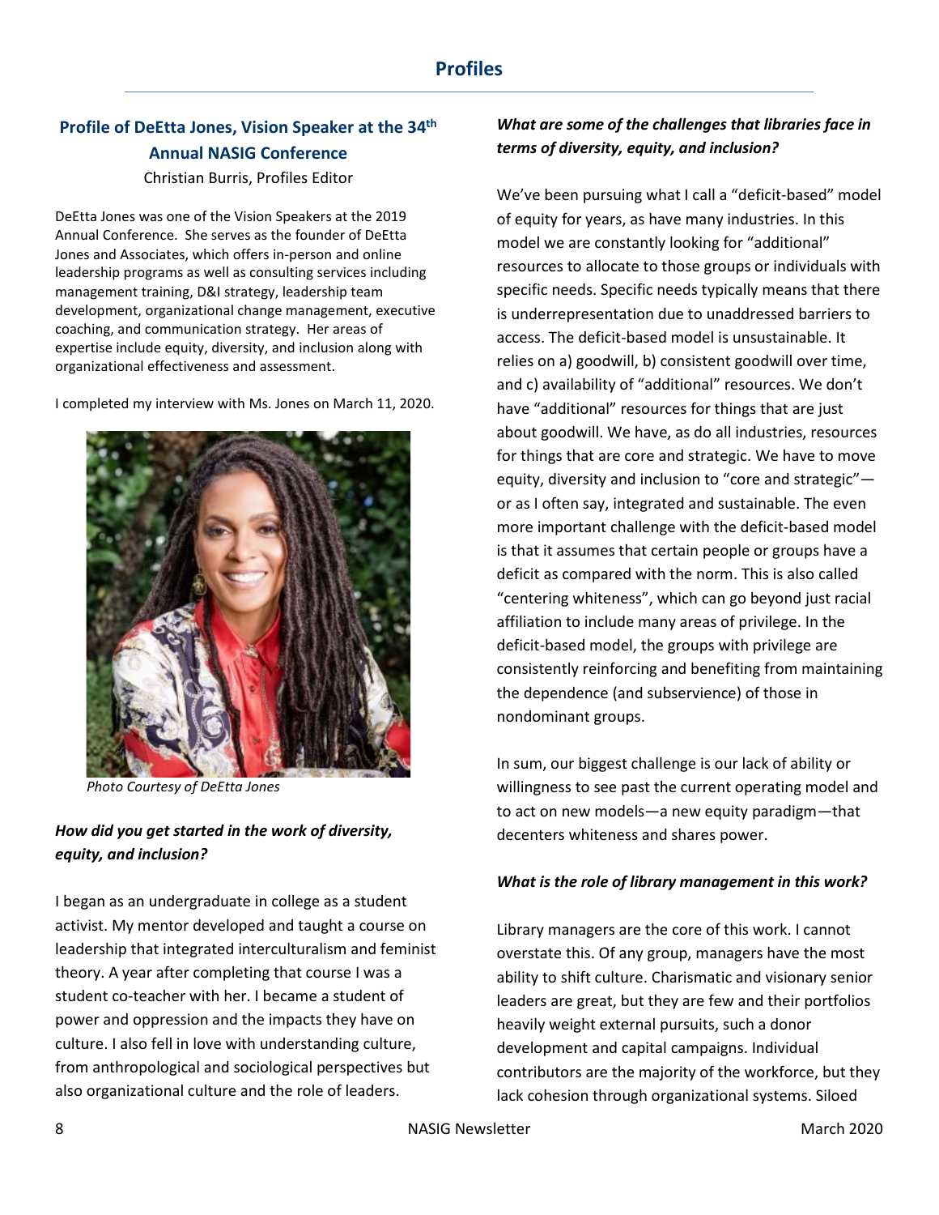## Profiles

### Profile of DeEtta Jones, Vision Speaker at the 34th Annual NASIG Conference

Christian Burris, Profiles Editor

DeEtta Jones was one of the Vision Speakers at the 2019 Annual Conference. She serves as the founder of DeEtta Jones and Associates, which offers in-person and online leadership programs as well as consulting services including management training, D&I strategy, leadership team development, organizational change management, executive coaching, and communication strategy. Her areas of expertise include equity, diversity, and inclusion along with organizational effectiveness and assessment.

I completed my interview with Ms. Jones on March 11, 2020.

*Photo Courtesy of DeEtta Jones*

***How did you get started in the work of diversity, equity, and inclusion?***

I began as an undergraduate in college as a student activist. My mentor developed and taught a course on leadership that integrated interculturalism and feminist theory. A year after completing that course I was a student co-teacher with her. I became a student of power and oppression and the impacts they have on culture. I also fell in love with understanding culture, from anthropological and sociological perspectives but also organizational culture and the role of leaders.

***What are some of the challenges that libraries face in terms of diversity, equity, and inclusion?***

We've been pursuing what I call a "deficit-based" model of equity for years, as have many industries. In this model we are constantly looking for "additional" resources to allocate to those groups or individuals with specific needs. Specific needs typically means that there is underrepresentation due to unaddressed barriers to access. The deficit-based model is unsustainable. It relies on a) goodwill, b) consistent goodwill over time, and c) availability of "additional" resources. We don't have "additional" resources for things that are just about goodwill. We have, as do all industries, resources for things that are core and strategic. We have to move equity, diversity and inclusion to "core and strategic"—or as I often say, integrated and sustainable. The even more important challenge with the deficit-based model is that it assumes that certain people or groups have a deficit as compared with the norm. This is also called "centering whiteness", which can go beyond just racial affiliation to include many areas of privilege. In the deficit-based model, the groups with privilege are consistently reinforcing and benefiting from maintaining the dependence (and subservience) of those in nondominant groups.

In sum, our biggest challenge is our lack of ability or willingness to see past the current operating model and to act on new models—a new equity paradigm—that decenters whiteness and shares power.

***What is the role of library management in this work?***

Library managers are the core of this work. I cannot overstate this. Of any group, managers have the most ability to shift culture. Charismatic and visionary senior leaders are great, but they are few and their portfolios heavily weight external pursuits, such a donor development and capital campaigns. Individual contributors are the majority of the workforce, but they lack cohesion through organizational systems. Siloed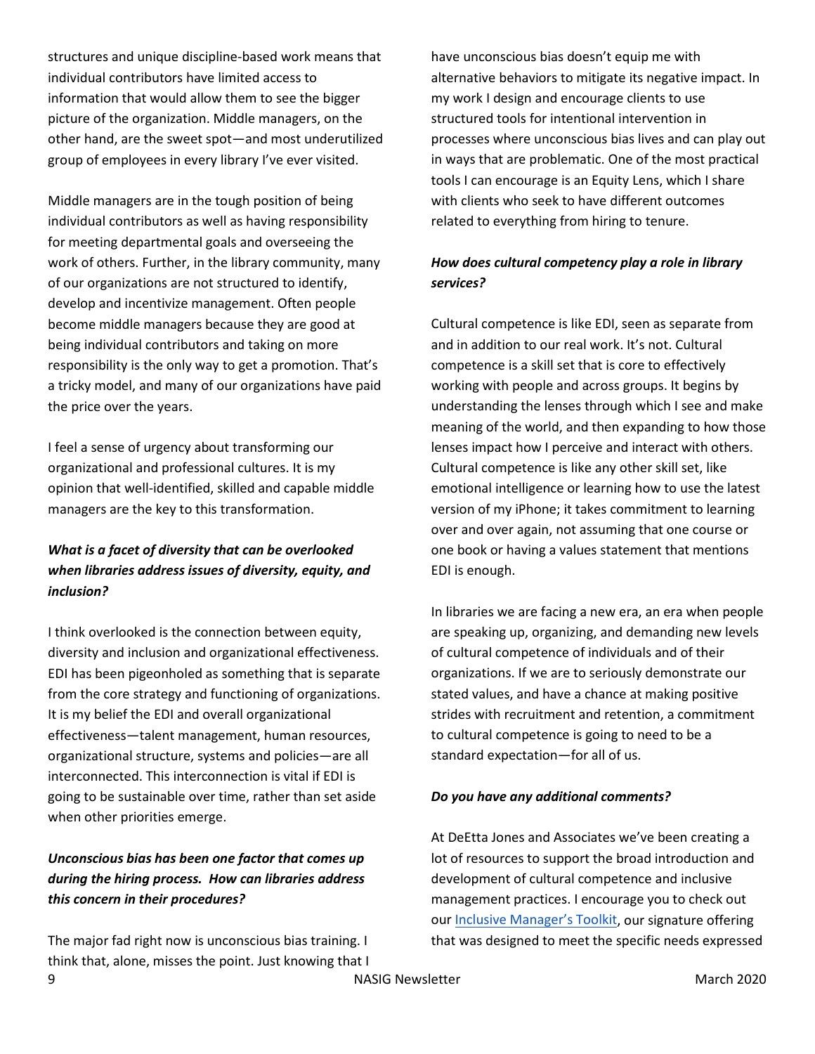structures and unique discipline-based work means that individual contributors have limited access to information that would allow them to see the bigger picture of the organization. Middle managers, on the other hand, are the sweet spot—and most underutilized group of employees in every library I've ever visited.

Middle managers are in the tough position of being individual contributors as well as having responsibility for meeting departmental goals and overseeing the work of others. Further, in the library community, many of our organizations are not structured to identify, develop and incentivize management. Often people become middle managers because they are good at being individual contributors and taking on more responsibility is the only way to get a promotion. That's a tricky model, and many of our organizations have paid the price over the years.

I feel a sense of urgency about transforming our organizational and professional cultures. It is my opinion that well-identified, skilled and capable middle managers are the key to this transformation.

***What is a facet of diversity that can be overlooked when libraries address issues of diversity, equity, and inclusion?***

I think overlooked is the connection between equity, diversity and inclusion and organizational effectiveness. EDI has been pigeonholed as something that is separate from the core strategy and functioning of organizations. It is my belief the EDI and overall organizational effectiveness—talent management, human resources, organizational structure, systems and policies—are all interconnected. This interconnection is vital if EDI is going to be sustainable over time, rather than set aside when other priorities emerge.

***Unconscious bias has been one factor that comes up during the hiring process. How can libraries address this concern in their procedures?***

The major fad right now is unconscious bias training. I think that, alone, misses the point. Just knowing that I have unconscious bias doesn't equip me with alternative behaviors to mitigate its negative impact. In my work I design and encourage clients to use structured tools for intentional intervention in processes where unconscious bias lives and can play out in ways that are problematic. One of the most practical tools I can encourage is an Equity Lens, which I share with clients who seek to have different outcomes related to everything from hiring to tenure.

***How does cultural competency play a role in library services?***

Cultural competence is like EDI, seen as separate from and in addition to our real work. It's not. Cultural competence is a skill set that is core to effectively working with people and across groups. It begins by understanding the lenses through which I see and make meaning of the world, and then expanding to how those lenses impact how I perceive and interact with others. Cultural competence is like any other skill set, like emotional intelligence or learning how to use the latest version of my iPhone; it takes commitment to learning over and over again, not assuming that one course or one book or having a values statement that mentions EDI is enough.

In libraries we are facing a new era, an era when people are speaking up, organizing, and demanding new levels of cultural competence of individuals and of their organizations. If we are to seriously demonstrate our stated values, and have a chance at making positive strides with recruitment and retention, a commitment to cultural competence is going to need to be a standard expectation—for all of us.

***Do you have any additional comments?***

At DeEtta Jones and Associates we've been creating a lot of resources to support the broad introduction and development of cultural competence and inclusive management practices. I encourage you to check out our [Inclusive Manager's Toolkit](), our signature offering that was designed to meet the specific needs expressed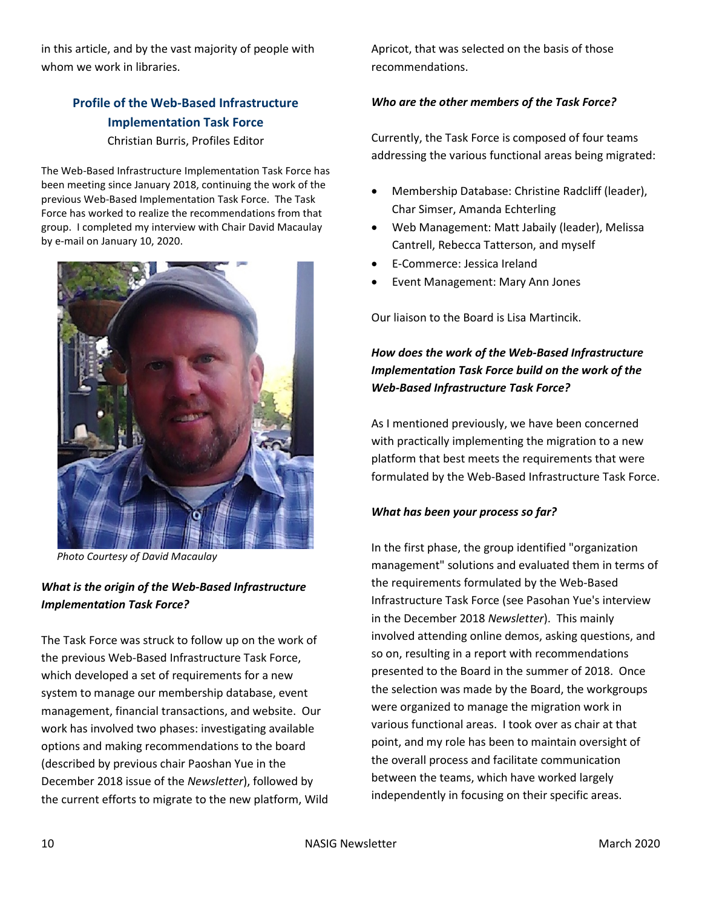in this article, and by the vast majority of people with whom we work in libraries.

## Profile of the Web-Based Infrastructure Implementation Task Force

Christian Burris, Profiles Editor

The Web-Based Infrastructure Implementation Task Force has been meeting since January 2018, continuing the work of the previous Web-Based Implementation Task Force. The Task Force has worked to realize the recommendations from that group. I completed my interview with Chair David Macaulay by e-mail on January 10, 2020.

*Photo Courtesy of David Macaulay*

***What is the origin of the Web-Based Infrastructure Implementation Task Force?***

The Task Force was struck to follow up on the work of the previous Web-Based Infrastructure Task Force, which developed a set of requirements for a new system to manage our membership database, event management, financial transactions, and website. Our work has involved two phases: investigating available options and making recommendations to the board (described by previous chair Paoshan Yue in the December 2018 issue of the *Newsletter*), followed by the current efforts to migrate to the new platform, Wild Apricot, that was selected on the basis of those recommendations.

***Who are the other members of the Task Force?***

Currently, the Task Force is composed of four teams addressing the various functional areas being migrated:

- Membership Database: Christine Radcliff (leader), Char Simser, Amanda Echterling
- Web Management: Matt Jabaily (leader), Melissa Cantrell, Rebecca Tatterson, and myself
- E-Commerce: Jessica Ireland
- Event Management: Mary Ann Jones

Our liaison to the Board is Lisa Martincik.

***How does the work of the Web-Based Infrastructure Implementation Task Force build on the work of the Web-Based Infrastructure Task Force?***

As I mentioned previously, we have been concerned with practically implementing the migration to a new platform that best meets the requirements that were formulated by the Web-Based Infrastructure Task Force.

***What has been your process so far?***

In the first phase, the group identified "organization management" solutions and evaluated them in terms of the requirements formulated by the Web-Based Infrastructure Task Force (see Pasohan Yue's interview in the December 2018 *Newsletter*). This mainly involved attending online demos, asking questions, and so on, resulting in a report with recommendations presented to the Board in the summer of 2018. Once the selection was made by the Board, the workgroups were organized to manage the migration work in various functional areas. I took over as chair at that point, and my role has been to maintain oversight of the overall process and facilitate communication between the teams, which have worked largely independently in focusing on their specific areas.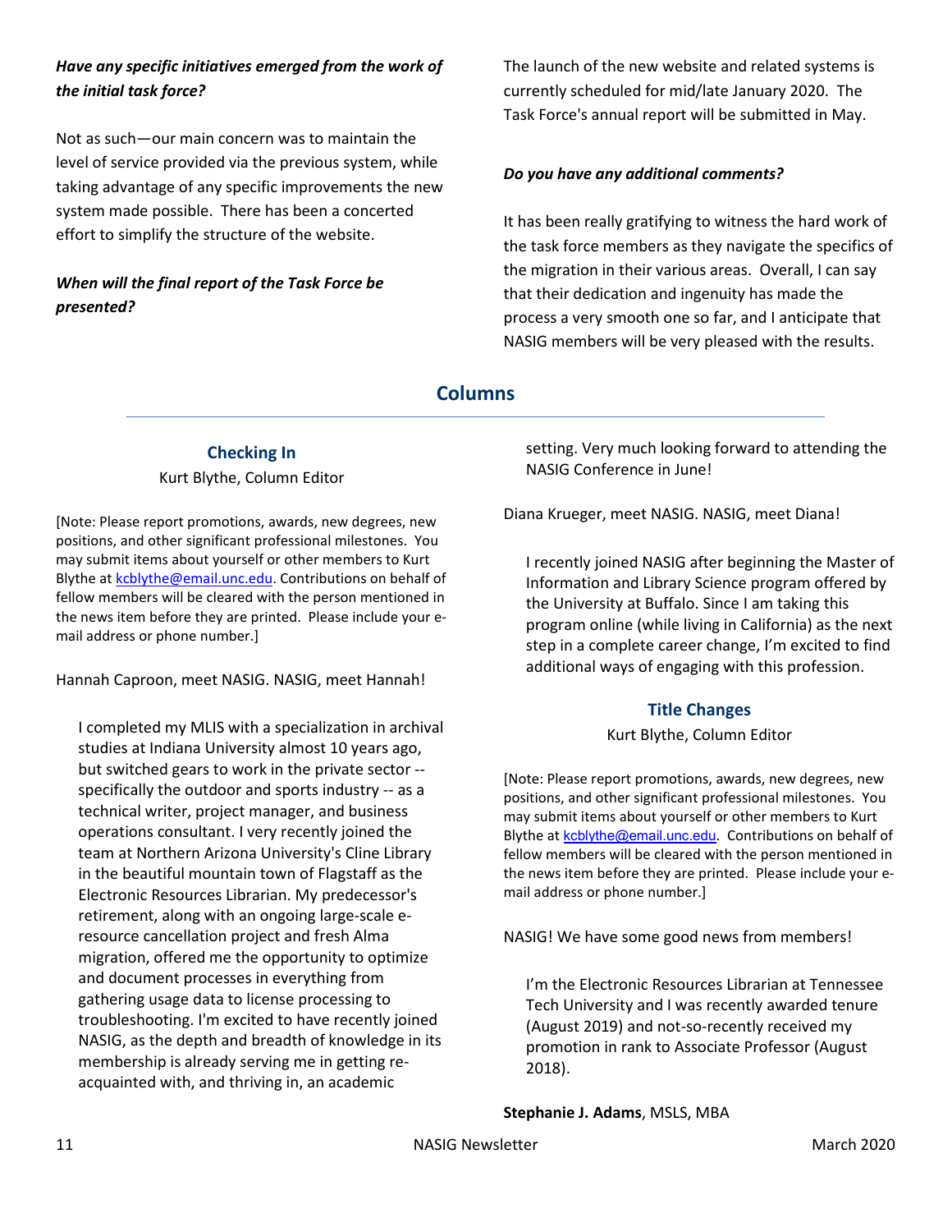***Have any specific initiatives emerged from the work of the initial task force?***

Not as such—our main concern was to maintain the level of service provided via the previous system, while taking advantage of any specific improvements the new system made possible. There has been a concerted effort to simplify the structure of the website.

***When will the final report of the Task Force be presented?***

The launch of the new website and related systems is currently scheduled for mid/late January 2020. The Task Force's annual report will be submitted in May.

***Do you have any additional comments?***

It has been really gratifying to witness the hard work of the task force members as they navigate the specifics of the migration in their various areas. Overall, I can say that their dedication and ingenuity has made the process a very smooth one so far, and I anticipate that NASIG members will be very pleased with the results.

## Columns

### Checking In

Kurt Blythe, Column Editor

[Note: Please report promotions, awards, new degrees, new positions, and other significant professional milestones. You may submit items about yourself or other members to Kurt Blythe at kcblythe@email.unc.edu. Contributions on behalf of fellow members will be cleared with the person mentioned in the news item before they are printed. Please include your e-mail address or phone number.]

Hannah Caproon, meet NASIG. NASIG, meet Hannah!

> I completed my MLIS with a specialization in archival studies at Indiana University almost 10 years ago, but switched gears to work in the private sector -- specifically the outdoor and sports industry -- as a technical writer, project manager, and business operations consultant. I very recently joined the team at Northern Arizona University's Cline Library in the beautiful mountain town of Flagstaff as the Electronic Resources Librarian. My predecessor's retirement, along with an ongoing large-scale e-resource cancellation project and fresh Alma migration, offered me the opportunity to optimize and document processes in everything from gathering usage data to license processing to troubleshooting. I'm excited to have recently joined NASIG, as the depth and breadth of knowledge in its membership is already serving me in getting re-acquainted with, and thriving in, an academic setting. Very much looking forward to attending the NASIG Conference in June!

Diana Krueger, meet NASIG. NASIG, meet Diana!

> I recently joined NASIG after beginning the Master of Information and Library Science program offered by the University at Buffalo. Since I am taking this program online (while living in California) as the next step in a complete career change, I'm excited to find additional ways of engaging with this profession.

### Title Changes

Kurt Blythe, Column Editor

[Note: Please report promotions, awards, new degrees, new positions, and other significant professional milestones. You may submit items about yourself or other members to Kurt Blythe at kcblythe@email.unc.edu. Contributions on behalf of fellow members will be cleared with the person mentioned in the news item before they are printed. Please include your e-mail address or phone number.]

NASIG! We have some good news from members!

> I'm the Electronic Resources Librarian at Tennessee Tech University and I was recently awarded tenure (August 2019) and not-so-recently received my promotion in rank to Associate Professor (August 2018).

**Stephanie J. Adams**, MSLS, MBA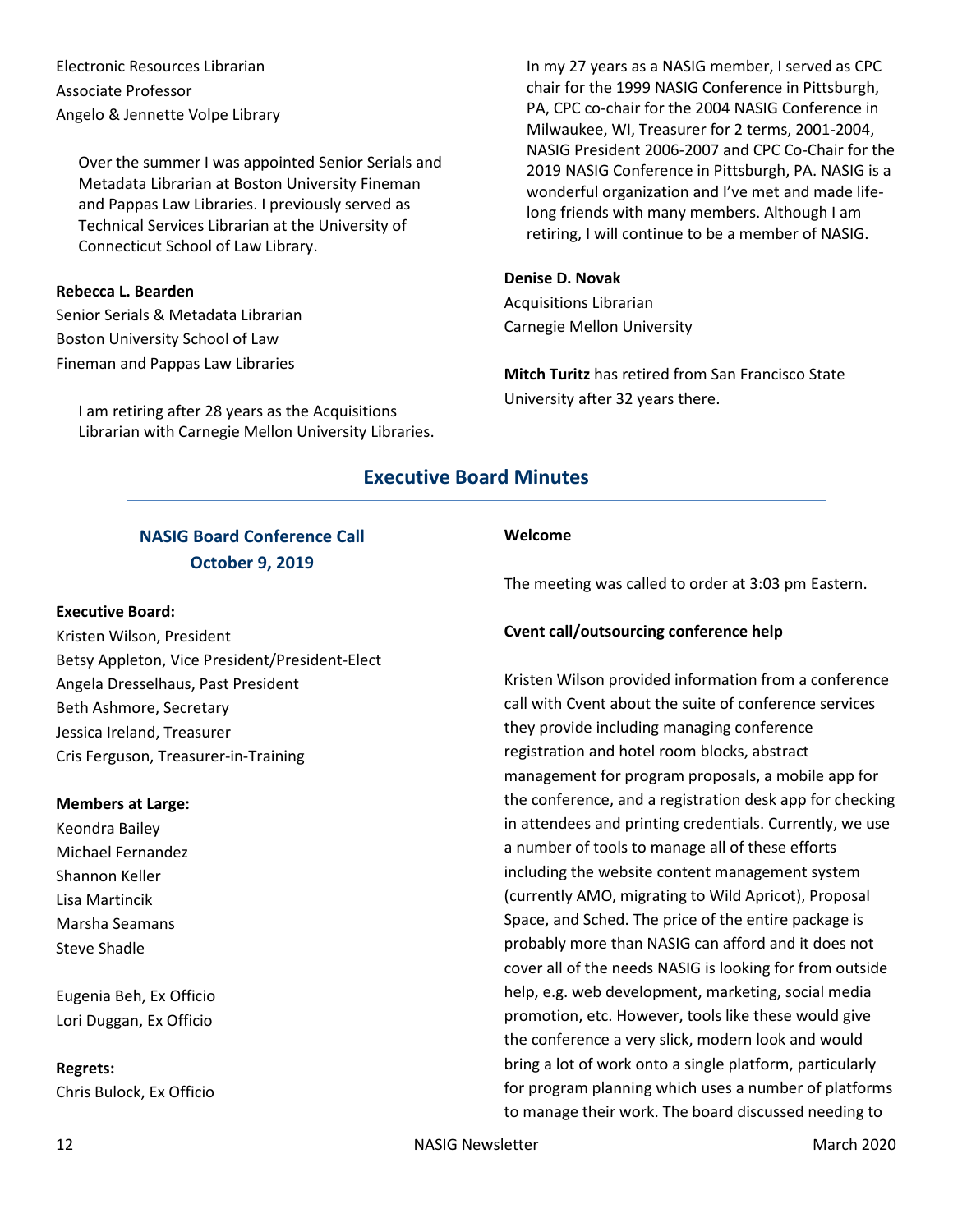Electronic Resources Librarian
Associate Professor
Angelo & Jennette Volpe Library

> Over the summer I was appointed Senior Serials and Metadata Librarian at Boston University Fineman and Pappas Law Libraries. I previously served as Technical Services Librarian at the University of Connecticut School of Law Library.

**Rebecca L. Bearden**
Senior Serials & Metadata Librarian
Boston University School of Law
Fineman and Pappas Law Libraries

> I am retiring after 28 years as the Acquisitions Librarian with Carnegie Mellon University Libraries. In my 27 years as a NASIG member, I served as CPC chair for the 1999 NASIG Conference in Pittsburgh, PA, CPC co-chair for the 2004 NASIG Conference in Milwaukee, WI, Treasurer for 2 terms, 2001-2004, NASIG President 2006-2007 and CPC Co-Chair for the 2019 NASIG Conference in Pittsburgh, PA. NASIG is a wonderful organization and I've met and made life-long friends with many members. Although I am retiring, I will continue to be a member of NASIG.

**Denise D. Novak**
Acquisitions Librarian
Carnegie Mellon University

**Mitch Turitz** has retired from San Francisco State University after 32 years there.

## Executive Board Minutes

### NASIG Board Conference Call October 9, 2019

**Executive Board:**
Kristen Wilson, President
Betsy Appleton, Vice President/President-Elect
Angela Dresselhaus, Past President
Beth Ashmore, Secretary
Jessica Ireland, Treasurer
Cris Ferguson, Treasurer-in-Training

**Members at Large:**
Keondra Bailey
Michael Fernandez
Shannon Keller
Lisa Martincik
Marsha Seamans
Steve Shadle

Eugenia Beh, Ex Officio
Lori Duggan, Ex Officio

**Regrets:**
Chris Bulock, Ex Officio

**Welcome**

The meeting was called to order at 3:03 pm Eastern.

**Cvent call/outsourcing conference help**

Kristen Wilson provided information from a conference call with Cvent about the suite of conference services they provide including managing conference registration and hotel room blocks, abstract management for program proposals, a mobile app for the conference, and a registration desk app for checking in attendees and printing credentials. Currently, we use a number of tools to manage all of these efforts including the website content management system (currently AMO, migrating to Wild Apricot), Proposal Space, and Sched. The price of the entire package is probably more than NASIG can afford and it does not cover all of the needs NASIG is looking for from outside help, e.g. web development, marketing, social media promotion, etc. However, tools like these would give the conference a very slick, modern look and would bring a lot of work onto a single platform, particularly for program planning which uses a number of platforms to manage their work. The board discussed needing to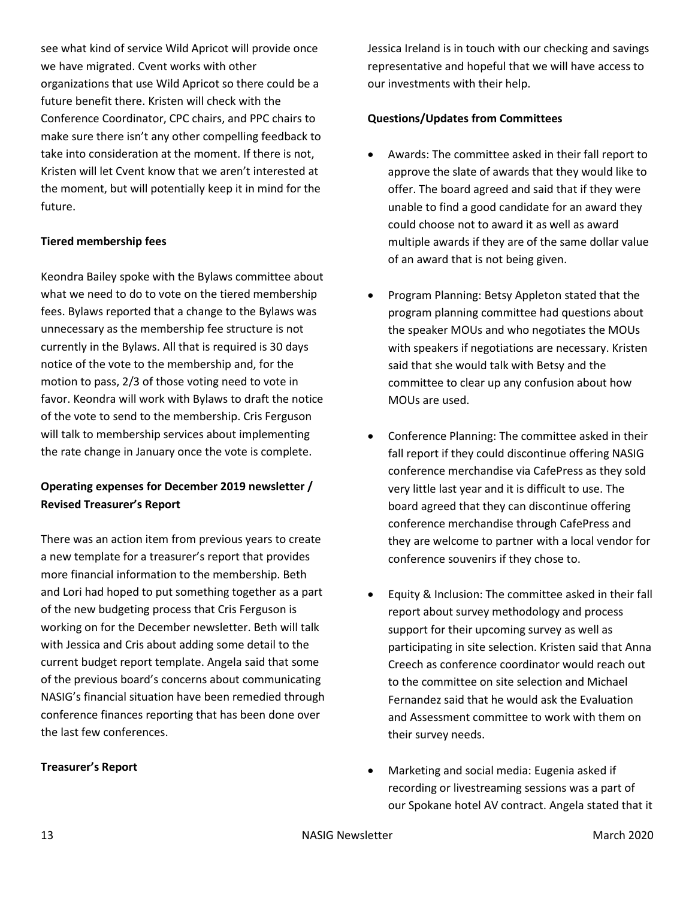see what kind of service Wild Apricot will provide once we have migrated. Cvent works with other organizations that use Wild Apricot so there could be a future benefit there. Kristen will check with the Conference Coordinator, CPC chairs, and PPC chairs to make sure there isn't any other compelling feedback to take into consideration at the moment. If there is not, Kristen will let Cvent know that we aren't interested at the moment, but will potentially keep it in mind for the future.

**Tiered membership fees**

Keondra Bailey spoke with the Bylaws committee about what we need to do to vote on the tiered membership fees. Bylaws reported that a change to the Bylaws was unnecessary as the membership fee structure is not currently in the Bylaws. All that is required is 30 days notice of the vote to the membership and, for the motion to pass, 2/3 of those voting need to vote in favor. Keondra will work with Bylaws to draft the notice of the vote to send to the membership. Cris Ferguson will talk to membership services about implementing the rate change in January once the vote is complete.

**Operating expenses for December 2019 newsletter / Revised Treasurer's Report**

There was an action item from previous years to create a new template for a treasurer's report that provides more financial information to the membership. Beth and Lori had hoped to put something together as a part of the new budgeting process that Cris Ferguson is working on for the December newsletter. Beth will talk with Jessica and Cris about adding some detail to the current budget report template. Angela said that some of the previous board's concerns about communicating NASIG's financial situation have been remedied through conference finances reporting that has been done over the last few conferences.

**Treasurer's Report**

Jessica Ireland is in touch with our checking and savings representative and hopeful that we will have access to our investments with their help.

**Questions/Updates from Committees**

- Awards: The committee asked in their fall report to approve the slate of awards that they would like to offer. The board agreed and said that if they were unable to find a good candidate for an award they could choose not to award it as well as award multiple awards if they are of the same dollar value of an award that is not being given.

- Program Planning: Betsy Appleton stated that the program planning committee had questions about the speaker MOUs and who negotiates the MOUs with speakers if negotiations are necessary. Kristen said that she would talk with Betsy and the committee to clear up any confusion about how MOUs are used.

- Conference Planning: The committee asked in their fall report if they could discontinue offering NASIG conference merchandise via CafePress as they sold very little last year and it is difficult to use. The board agreed that they can discontinue offering conference merchandise through CafePress and they are welcome to partner with a local vendor for conference souvenirs if they chose to.

- Equity & Inclusion: The committee asked in their fall report about survey methodology and process support for their upcoming survey as well as participating in site selection. Kristen said that Anna Creech as conference coordinator would reach out to the committee on site selection and Michael Fernandez said that he would ask the Evaluation and Assessment committee to work with them on their survey needs.

- Marketing and social media: Eugenia asked if recording or livestreaming sessions was a part of our Spokane hotel AV contract. Angela stated that it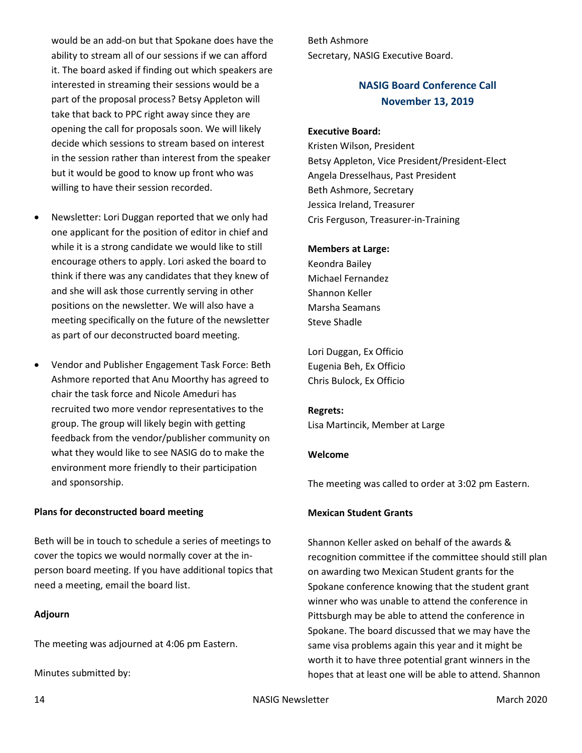would be an add-on but that Spokane does have the ability to stream all of our sessions if we can afford it. The board asked if finding out which speakers are interested in streaming their sessions would be a part of the proposal process? Betsy Appleton will take that back to PPC right away since they are opening the call for proposals soon. We will likely decide which sessions to stream based on interest in the session rather than interest from the speaker but it would be good to know up front who was willing to have their session recorded.

- Newsletter: Lori Duggan reported that we only had one applicant for the position of editor in chief and while it is a strong candidate we would like to still encourage others to apply. Lori asked the board to think if there was any candidates that they knew of and she will ask those currently serving in other positions on the newsletter. We will also have a meeting specifically on the future of the newsletter as part of our deconstructed board meeting.

- Vendor and Publisher Engagement Task Force: Beth Ashmore reported that Anu Moorthy has agreed to chair the task force and Nicole Ameduri has recruited two more vendor representatives to the group. The group will likely begin with getting feedback from the vendor/publisher community on what they would like to see NASIG do to make the environment more friendly to their participation and sponsorship.

**Plans for deconstructed board meeting**

Beth will be in touch to schedule a series of meetings to cover the topics we would normally cover at the in-person board meeting. If you have additional topics that need a meeting, email the board list.

**Adjourn**

The meeting was adjourned at 4:06 pm Eastern.

Minutes submitted by:

Beth Ashmore
Secretary, NASIG Executive Board.

## NASIG Board Conference Call
## November 13, 2019

**Executive Board:**
Kristen Wilson, President
Betsy Appleton, Vice President/President-Elect
Angela Dresselhaus, Past President
Beth Ashmore, Secretary
Jessica Ireland, Treasurer
Cris Ferguson, Treasurer-in-Training

**Members at Large:**
Keondra Bailey
Michael Fernandez
Shannon Keller
Marsha Seamans
Steve Shadle

Lori Duggan, Ex Officio
Eugenia Beh, Ex Officio
Chris Bulock, Ex Officio

**Regrets:**
Lisa Martincik, Member at Large

**Welcome**

The meeting was called to order at 3:02 pm Eastern.

**Mexican Student Grants**

Shannon Keller asked on behalf of the awards & recognition committee if the committee should still plan on awarding two Mexican Student grants for the Spokane conference knowing that the student grant winner who was unable to attend the conference in Pittsburgh may be able to attend the conference in Spokane. The board discussed that we may have the same visa problems again this year and it might be worth it to have three potential grant winners in the hopes that at least one will be able to attend. Shannon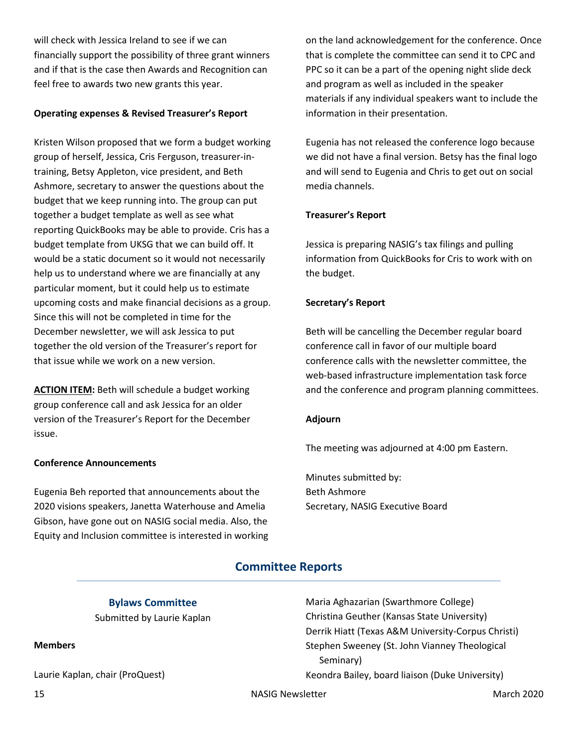will check with Jessica Ireland to see if we can financially support the possibility of three grant winners and if that is the case then Awards and Recognition can feel free to awards two new grants this year.

**Operating expenses & Revised Treasurer's Report**

Kristen Wilson proposed that we form a budget working group of herself, Jessica, Cris Ferguson, treasurer-in-training, Betsy Appleton, vice president, and Beth Ashmore, secretary to answer the questions about the budget that we keep running into. The group can put together a budget template as well as see what reporting QuickBooks may be able to provide. Cris has a budget template from UKSG that we can build off. It would be a static document so it would not necessarily help us to understand where we are financially at any particular moment, but it could help us to estimate upcoming costs and make financial decisions as a group. Since this will not be completed in time for the December newsletter, we will ask Jessica to put together the old version of the Treasurer's report for that issue while we work on a new version.

**ACTION ITEM:** Beth will schedule a budget working group conference call and ask Jessica for an older version of the Treasurer's Report for the December issue.

**Conference Announcements**

Eugenia Beh reported that announcements about the 2020 visions speakers, Janetta Waterhouse and Amelia Gibson, have gone out on NASIG social media. Also, the Equity and Inclusion committee is interested in working on the land acknowledgement for the conference. Once that is complete the committee can send it to CPC and PPC so it can be a part of the opening night slide deck and program as well as included in the speaker materials if any individual speakers want to include the information in their presentation.

Eugenia has not released the conference logo because we did not have a final version. Betsy has the final logo and will send to Eugenia and Chris to get out on social media channels.

**Treasurer's Report**

Jessica is preparing NASIG's tax filings and pulling information from QuickBooks for Cris to work with on the budget.

**Secretary's Report**

Beth will be cancelling the December regular board conference call in favor of our multiple board conference calls with the newsletter committee, the web-based infrastructure implementation task force and the conference and program planning committees.

**Adjourn**

The meeting was adjourned at 4:00 pm Eastern.

Minutes submitted by:
Beth Ashmore
Secretary, NASIG Executive Board

## Committee Reports

### Bylaws Committee

Submitted by Laurie Kaplan

**Members**

Laurie Kaplan, chair (ProQuest)
Maria Aghazarian (Swarthmore College)
Christina Geuther (Kansas State University)
Derrik Hiatt (Texas A&M University-Corpus Christi)
Stephen Sweeney (St. John Vianney Theological Seminary)
Keondra Bailey, board liaison (Duke University)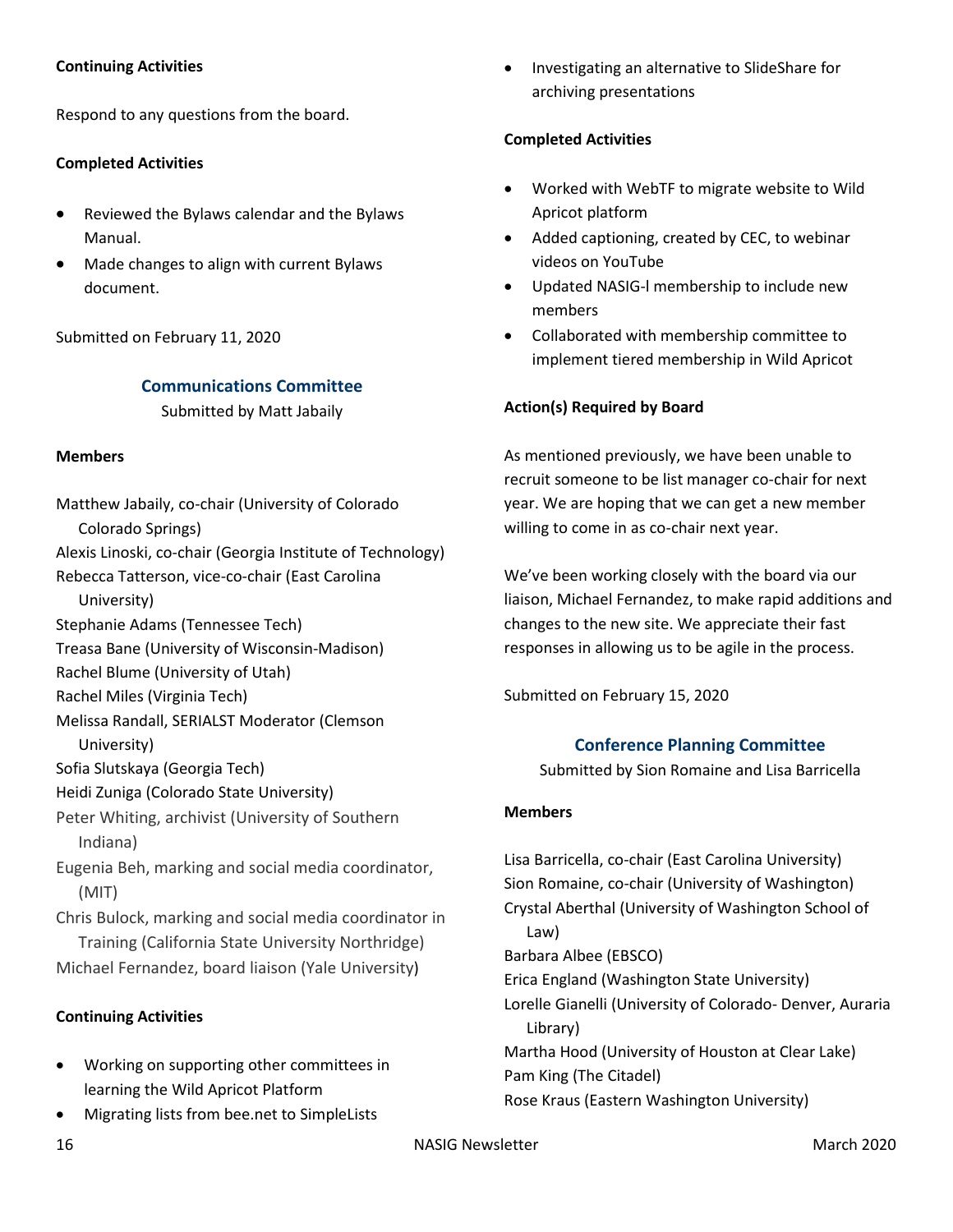**Continuing Activities**

Respond to any questions from the board.

**Completed Activities**

- Reviewed the Bylaws calendar and the Bylaws Manual.
- Made changes to align with current Bylaws document.

Submitted on February 11, 2020

## Communications Committee

Submitted by Matt Jabaily

**Members**

Matthew Jabaily, co-chair (University of Colorado Colorado Springs)
Alexis Linoski, co-chair (Georgia Institute of Technology)
Rebecca Tatterson, vice-co-chair (East Carolina University)
Stephanie Adams (Tennessee Tech)
Treasa Bane (University of Wisconsin-Madison)
Rachel Blume (University of Utah)
Rachel Miles (Virginia Tech)
Melissa Randall, SERIALST Moderator (Clemson University)
Sofia Slutskaya (Georgia Tech)
Heidi Zuniga (Colorado State University)
Peter Whiting, archivist (University of Southern Indiana)
Eugenia Beh, marking and social media coordinator, (MIT)
Chris Bulock, marking and social media coordinator in Training (California State University Northridge)
Michael Fernandez, board liaison (Yale University)

**Continuing Activities**

- Working on supporting other committees in learning the Wild Apricot Platform
- Migrating lists from bee.net to SimpleLists
- Investigating an alternative to SlideShare for archiving presentations

**Completed Activities**

- Worked with WebTF to migrate website to Wild Apricot platform
- Added captioning, created by CEC, to webinar videos on YouTube
- Updated NASIG-l membership to include new members
- Collaborated with membership committee to implement tiered membership in Wild Apricot

**Action(s) Required by Board**

As mentioned previously, we have been unable to recruit someone to be list manager co-chair for next year. We are hoping that we can get a new member willing to come in as co-chair next year.

We've been working closely with the board via our liaison, Michael Fernandez, to make rapid additions and changes to the new site. We appreciate their fast responses in allowing us to be agile in the process.

Submitted on February 15, 2020

## Conference Planning Committee

Submitted by Sion Romaine and Lisa Barricella

**Members**

Lisa Barricella, co-chair (East Carolina University)
Sion Romaine, co-chair (University of Washington)
Crystal Aberthal (University of Washington School of Law)
Barbara Albee (EBSCO)
Erica England (Washington State University)
Lorelle Gianelli (University of Colorado- Denver, Auraria Library)
Martha Hood (University of Houston at Clear Lake)
Pam King (The Citadel)
Rose Kraus (Eastern Washington University)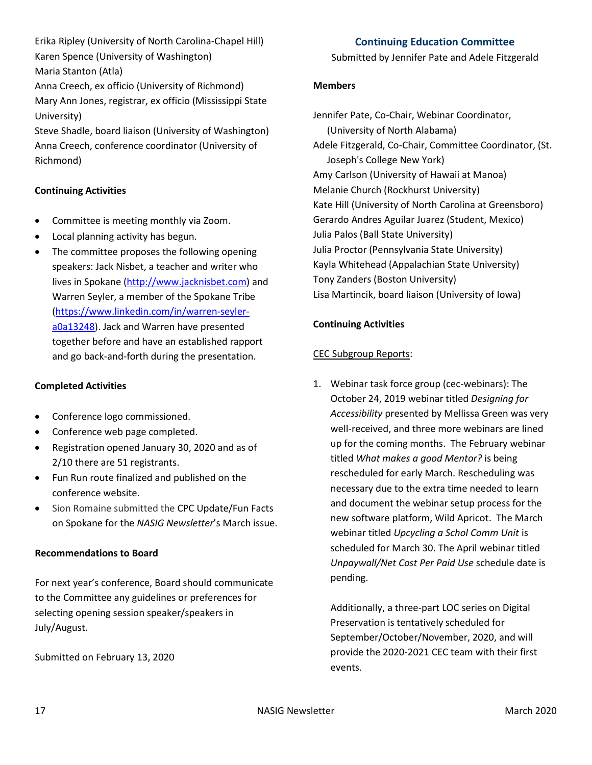Erika Ripley (University of North Carolina-Chapel Hill)
Karen Spence (University of Washington)
Maria Stanton (Atla)
Anna Creech, ex officio (University of Richmond)
Mary Ann Jones, registrar, ex officio (Mississippi State University)
Steve Shadle, board liaison (University of Washington)
Anna Creech, conference coordinator (University of Richmond)

**Continuing Activities**

- Committee is meeting monthly via Zoom.
- Local planning activity has begun.
- The committee proposes the following opening speakers: Jack Nisbet, a teacher and writer who lives in Spokane (http://www.jacknisbet.com) and Warren Seyler, a member of the Spokane Tribe (https://www.linkedin.com/in/warren-seyler-a0a13248). Jack and Warren have presented together before and have an established rapport and go back-and-forth during the presentation.

**Completed Activities**

- Conference logo commissioned.
- Conference web page completed.
- Registration opened January 30, 2020 and as of 2/10 there are 51 registrants.
- Fun Run route finalized and published on the conference website.
- Sion Romaine submitted the CPC Update/Fun Facts on Spokane for the *NASIG Newsletter*'s March issue.

**Recommendations to Board**

For next year's conference, Board should communicate to the Committee any guidelines or preferences for selecting opening session speaker/speakers in July/August.

Submitted on February 13, 2020

## Continuing Education Committee

Submitted by Jennifer Pate and Adele Fitzgerald

**Members**

Jennifer Pate, Co-Chair, Webinar Coordinator, (University of North Alabama)
Adele Fitzgerald, Co-Chair, Committee Coordinator, (St. Joseph's College New York)
Amy Carlson (University of Hawaii at Manoa)
Melanie Church (Rockhurst University)
Kate Hill (University of North Carolina at Greensboro)
Gerardo Andres Aguilar Juarez (Student, Mexico)
Julia Palos (Ball State University)
Julia Proctor (Pennsylvania State University)
Kayla Whitehead (Appalachian State University)
Tony Zanders (Boston University)
Lisa Martincik, board liaison (University of Iowa)

**Continuing Activities**

CEC Subgroup Reports:

1. Webinar task force group (cec-webinars): The October 24, 2019 webinar titled *Designing for Accessibility* presented by Mellissa Green was very well-received, and three more webinars are lined up for the coming months. The February webinar titled *What makes a good Mentor?* is being rescheduled for early March. Rescheduling was necessary due to the extra time needed to learn and document the webinar setup process for the new software platform, Wild Apricot. The March webinar titled *Upcycling a Schol Comm Unit* is scheduled for March 30. The April webinar titled *Unpaywall/Net Cost Per Paid Use* schedule date is pending.

   Additionally, a three-part LOC series on Digital Preservation is tentatively scheduled for September/October/November, 2020, and will provide the 2020-2021 CEC team with their first events.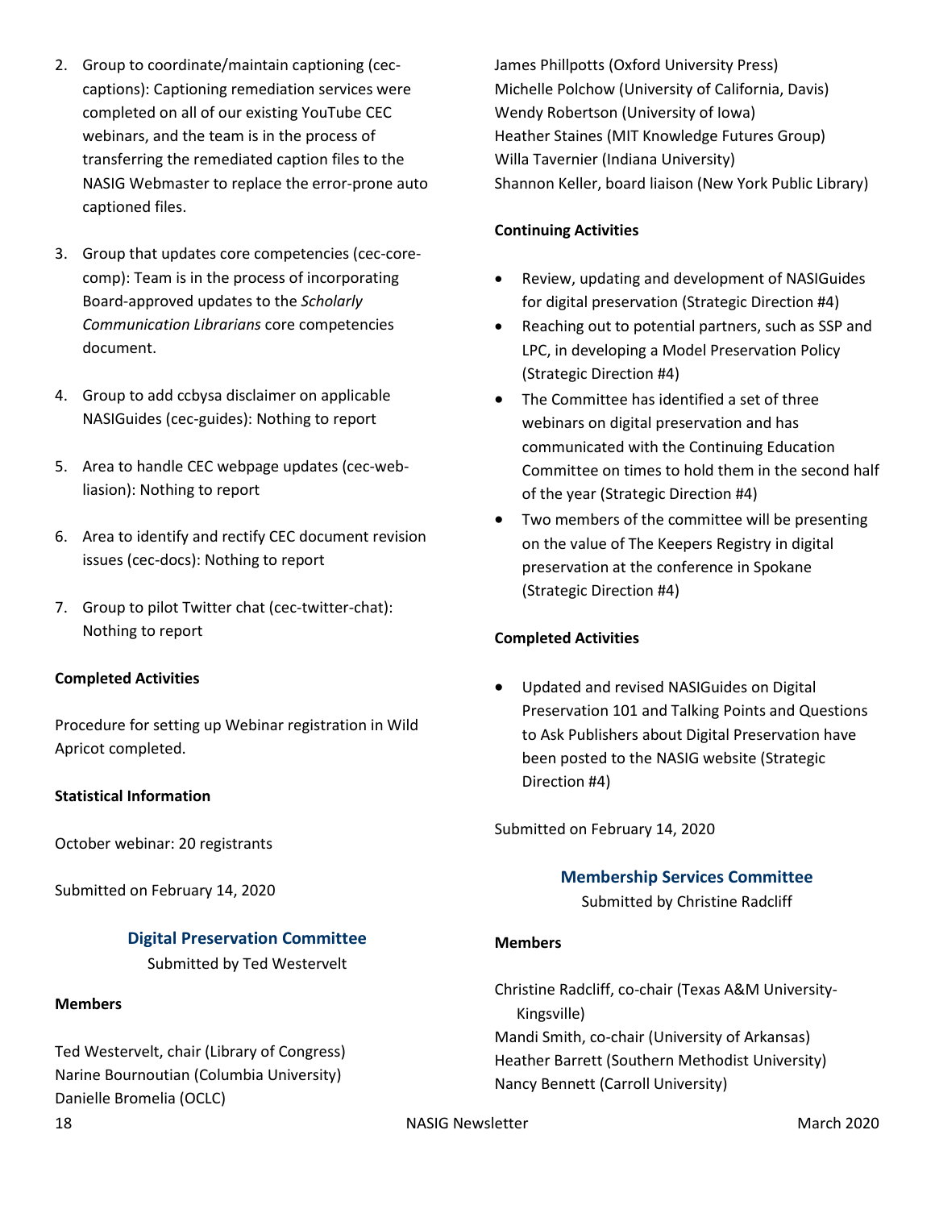2. Group to coordinate/maintain captioning (cec-captions): Captioning remediation services were completed on all of our existing YouTube CEC webinars, and the team is in the process of transferring the remediated caption files to the NASIG Webmaster to replace the error-prone auto captioned files.

3. Group that updates core competencies (cec-core-comp): Team is in the process of incorporating Board-approved updates to the *Scholarly Communication Librarians* core competencies document.

4. Group to add ccbysa disclaimer on applicable NASIGuides (cec-guides): Nothing to report

5. Area to handle CEC webpage updates (cec-web-liasion): Nothing to report

6. Area to identify and rectify CEC document revision issues (cec-docs): Nothing to report

7. Group to pilot Twitter chat (cec-twitter-chat): Nothing to report

**Completed Activities**

Procedure for setting up Webinar registration in Wild Apricot completed.

**Statistical Information**

October webinar: 20 registrants

Submitted on February 14, 2020

## Digital Preservation Committee

Submitted by Ted Westervelt

**Members**

Ted Westervelt, chair (Library of Congress)
Narine Bournoutian (Columbia University)
Danielle Bromelia (OCLC)
James Phillpotts (Oxford University Press)
Michelle Polchow (University of California, Davis)
Wendy Robertson (University of Iowa)
Heather Staines (MIT Knowledge Futures Group)
Willa Tavernier (Indiana University)
Shannon Keller, board liaison (New York Public Library)

**Continuing Activities**

- Review, updating and development of NASIGuides for digital preservation (Strategic Direction #4)
- Reaching out to potential partners, such as SSP and LPC, in developing a Model Preservation Policy (Strategic Direction #4)
- The Committee has identified a set of three webinars on digital preservation and has communicated with the Continuing Education Committee on times to hold them in the second half of the year (Strategic Direction #4)
- Two members of the committee will be presenting on the value of The Keepers Registry in digital preservation at the conference in Spokane (Strategic Direction #4)

**Completed Activities**

- Updated and revised NASIGuides on Digital Preservation 101 and Talking Points and Questions to Ask Publishers about Digital Preservation have been posted to the NASIG website (Strategic Direction #4)

Submitted on February 14, 2020

## Membership Services Committee

Submitted by Christine Radcliff

**Members**

Christine Radcliff, co-chair (Texas A&M University-Kingsville)
Mandi Smith, co-chair (University of Arkansas)
Heather Barrett (Southern Methodist University)
Nancy Bennett (Carroll University)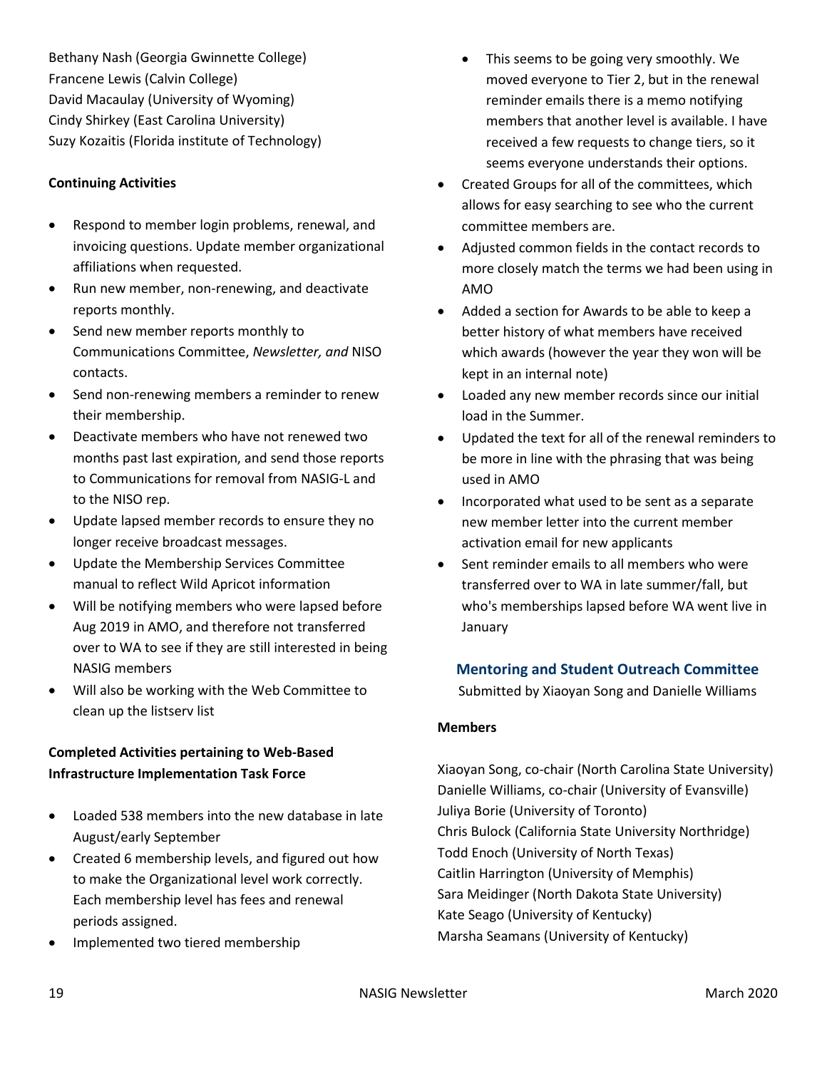Bethany Nash (Georgia Gwinnette College)
Francene Lewis (Calvin College)
David Macaulay (University of Wyoming)
Cindy Shirkey (East Carolina University)
Suzy Kozaitis (Florida institute of Technology)

**Continuing Activities**

- Respond to member login problems, renewal, and invoicing questions. Update member organizational affiliations when requested.
- Run new member, non-renewing, and deactivate reports monthly.
- Send new member reports monthly to Communications Committee, *Newsletter, and* NISO contacts.
- Send non-renewing members a reminder to renew their membership.
- Deactivate members who have not renewed two months past last expiration, and send those reports to Communications for removal from NASIG-L and to the NISO rep.
- Update lapsed member records to ensure they no longer receive broadcast messages.
- Update the Membership Services Committee manual to reflect Wild Apricot information
- Will be notifying members who were lapsed before Aug 2019 in AMO, and therefore not transferred over to WA to see if they are still interested in being NASIG members
- Will also be working with the Web Committee to clean up the listserv list

**Completed Activities pertaining to Web-Based Infrastructure Implementation Task Force**

- Loaded 538 members into the new database in late August/early September
- Created 6 membership levels, and figured out how to make the Organizational level work correctly. Each membership level has fees and renewal periods assigned.
- Implemented two tiered membership
  - This seems to be going very smoothly. We moved everyone to Tier 2, but in the renewal reminder emails there is a memo notifying members that another level is available. I have received a few requests to change tiers, so it seems everyone understands their options.
- Created Groups for all of the committees, which allows for easy searching to see who the current committee members are.
- Adjusted common fields in the contact records to more closely match the terms we had been using in AMO
- Added a section for Awards to be able to keep a better history of what members have received which awards (however the year they won will be kept in an internal note)
- Loaded any new member records since our initial load in the Summer.
- Updated the text for all of the renewal reminders to be more in line with the phrasing that was being used in AMO
- Incorporated what used to be sent as a separate new member letter into the current member activation email for new applicants
- Sent reminder emails to all members who were transferred over to WA in late summer/fall, but who's memberships lapsed before WA went live in January

## Mentoring and Student Outreach Committee

Submitted by Xiaoyan Song and Danielle Williams

**Members**

Xiaoyan Song, co-chair (North Carolina State University)
Danielle Williams, co-chair (University of Evansville)
Juliya Borie (University of Toronto)
Chris Bulock (California State University Northridge)
Todd Enoch (University of North Texas)
Caitlin Harrington (University of Memphis)
Sara Meidinger (North Dakota State University)
Kate Seago (University of Kentucky)
Marsha Seamans (University of Kentucky)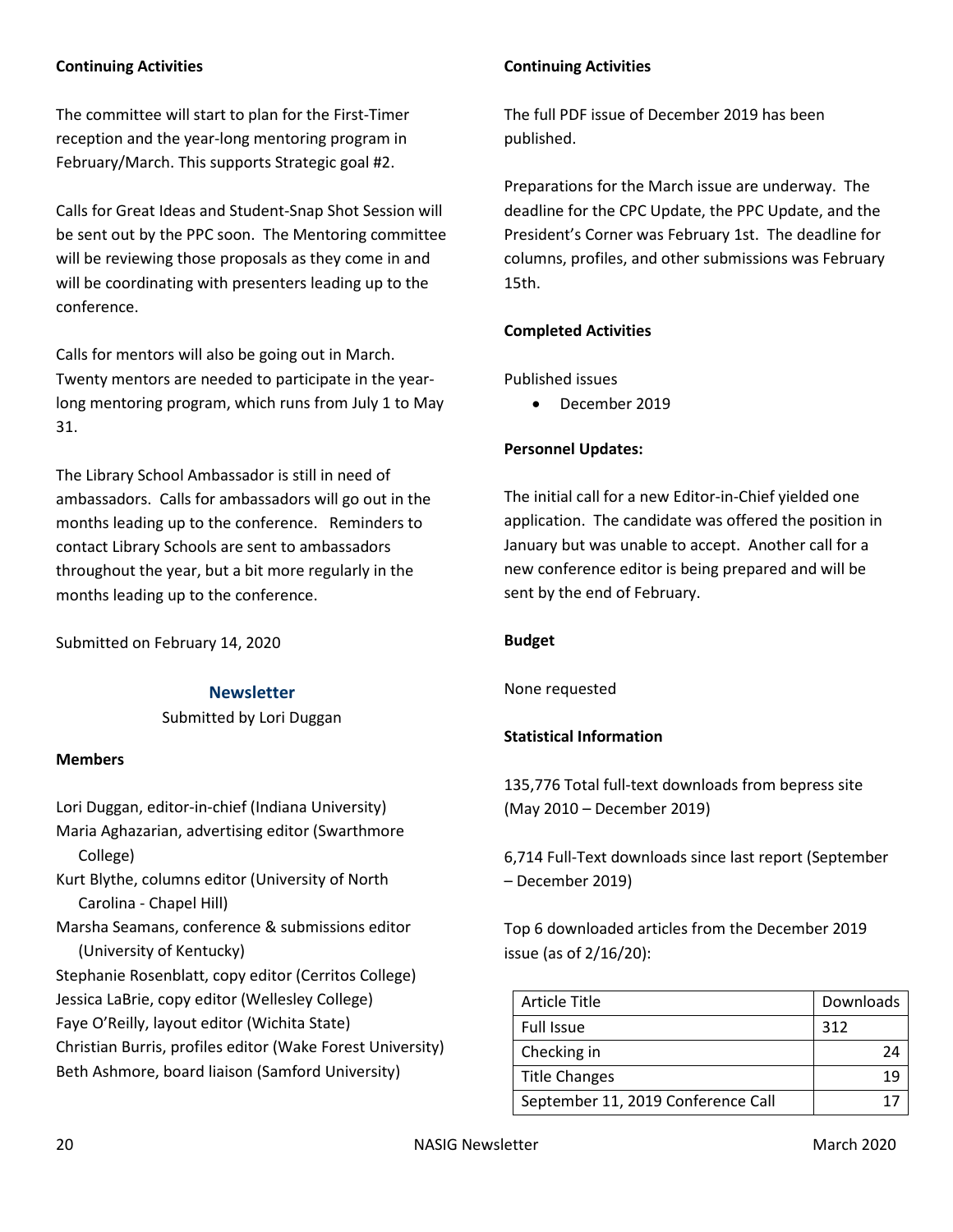**Continuing Activities**

The committee will start to plan for the First-Timer reception and the year-long mentoring program in February/March. This supports Strategic goal #2.

Calls for Great Ideas and Student-Snap Shot Session will be sent out by the PPC soon. The Mentoring committee will be reviewing those proposals as they come in and will be coordinating with presenters leading up to the conference.

Calls for mentors will also be going out in March. Twenty mentors are needed to participate in the year-long mentoring program, which runs from July 1 to May 31.

The Library School Ambassador is still in need of ambassadors. Calls for ambassadors will go out in the months leading up to the conference. Reminders to contact Library Schools are sent to ambassadors throughout the year, but a bit more regularly in the months leading up to the conference.

Submitted on February 14, 2020

## Newsletter

Submitted by Lori Duggan

**Members**

Lori Duggan, editor-in-chief (Indiana University)
Maria Aghazarian, advertising editor (Swarthmore College)
Kurt Blythe, columns editor (University of North Carolina - Chapel Hill)
Marsha Seamans, conference & submissions editor (University of Kentucky)
Stephanie Rosenblatt, copy editor (Cerritos College)
Jessica LaBrie, copy editor (Wellesley College)
Faye O'Reilly, layout editor (Wichita State)
Christian Burris, profiles editor (Wake Forest University)
Beth Ashmore, board liaison (Samford University)

**Continuing Activities**

The full PDF issue of December 2019 has been published.

Preparations for the March issue are underway. The deadline for the CPC Update, the PPC Update, and the President's Corner was February 1st. The deadline for columns, profiles, and other submissions was February 15th.

**Completed Activities**

Published issues

- December 2019

**Personnel Updates:**

The initial call for a new Editor-in-Chief yielded one application. The candidate was offered the position in January but was unable to accept. Another call for a new conference editor is being prepared and will be sent by the end of February.

**Budget**

None requested

**Statistical Information**

135,776 Total full-text downloads from bepress site (May 2010 – December 2019)

6,714 Full-Text downloads since last report (September – December 2019)

Top 6 downloaded articles from the December 2019 issue (as of 2/16/20):

| Article Title | Downloads |
|---|---|
| Full Issue | 312 |
| Checking in | 24 |
| Title Changes | 19 |
| September 11, 2019 Conference Call | 17 |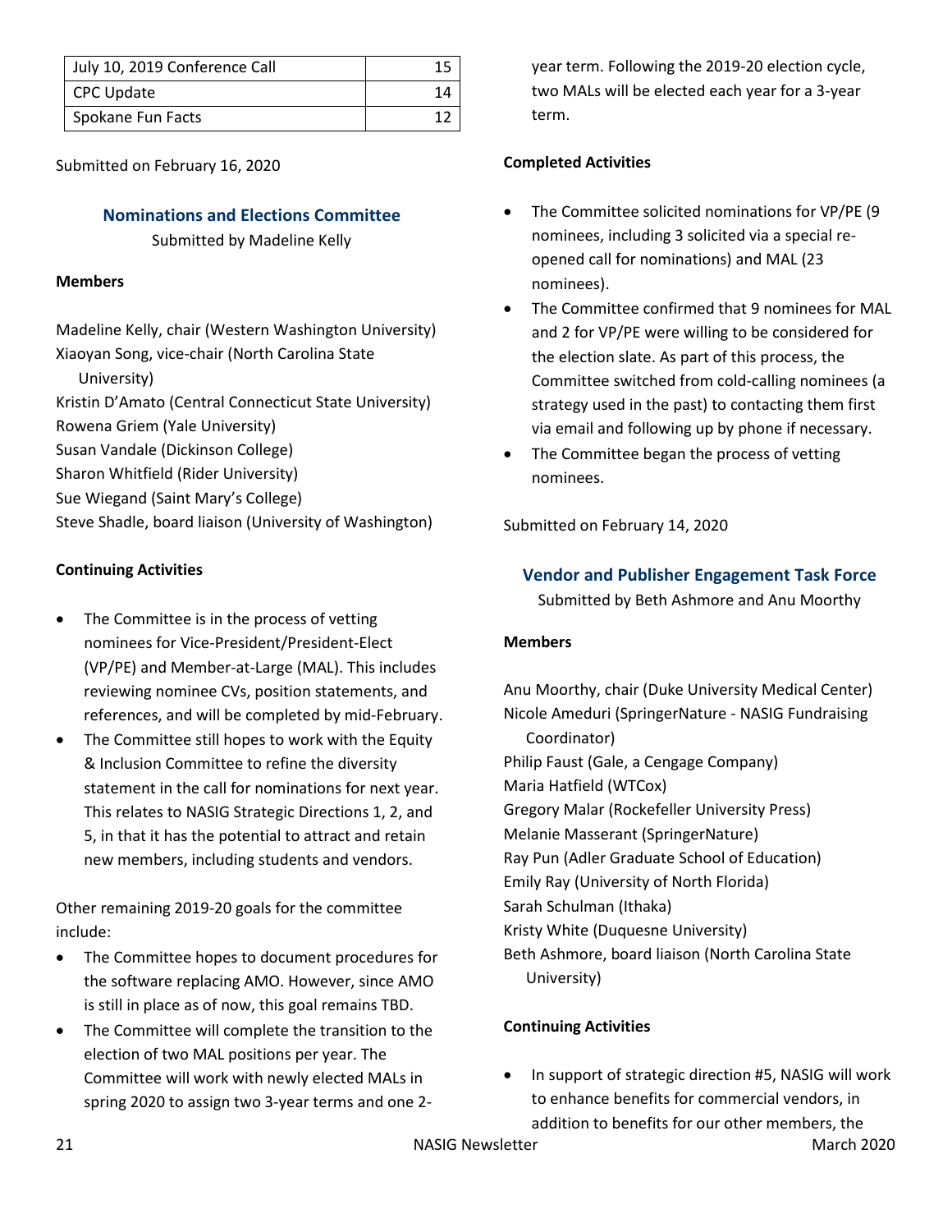| July 10, 2019 Conference Call | 15 |
|---|---|
| CPC Update | 14 |
| Spokane Fun Facts | 12 |

Submitted on February 16, 2020

## Nominations and Elections Committee

Submitted by Madeline Kelly

**Members**

Madeline Kelly, chair (Western Washington University)
Xiaoyan Song, vice-chair (North Carolina State University)
Kristin D'Amato (Central Connecticut State University)
Rowena Griem (Yale University)
Susan Vandale (Dickinson College)
Sharon Whitfield (Rider University)
Sue Wiegand (Saint Mary's College)
Steve Shadle, board liaison (University of Washington)

**Continuing Activities**

- The Committee is in the process of vetting nominees for Vice-President/President-Elect (VP/PE) and Member-at-Large (MAL). This includes reviewing nominee CVs, position statements, and references, and will be completed by mid-February.
- The Committee still hopes to work with the Equity & Inclusion Committee to refine the diversity statement in the call for nominations for next year. This relates to NASIG Strategic Directions 1, 2, and 5, in that it has the potential to attract and retain new members, including students and vendors.

Other remaining 2019-20 goals for the committee include:

- The Committee hopes to document procedures for the software replacing AMO. However, since AMO is still in place as of now, this goal remains TBD.
- The Committee will complete the transition to the election of two MAL positions per year. The Committee will work with newly elected MALs in spring 2020 to assign two 3-year terms and one 2-year term. Following the 2019-20 election cycle, two MALs will be elected each year for a 3-year term.

**Completed Activities**

- The Committee solicited nominations for VP/PE (9 nominees, including 3 solicited via a special re-opened call for nominations) and MAL (23 nominees).
- The Committee confirmed that 9 nominees for MAL and 2 for VP/PE were willing to be considered for the election slate. As part of this process, the Committee switched from cold-calling nominees (a strategy used in the past) to contacting them first via email and following up by phone if necessary.
- The Committee began the process of vetting nominees.

Submitted on February 14, 2020

## Vendor and Publisher Engagement Task Force

Submitted by Beth Ashmore and Anu Moorthy

**Members**

Anu Moorthy, chair (Duke University Medical Center)
Nicole Ameduri (SpringerNature - NASIG Fundraising Coordinator)
Philip Faust (Gale, a Cengage Company)
Maria Hatfield (WTCox)
Gregory Malar (Rockefeller University Press)
Melanie Masserant (SpringerNature)
Ray Pun (Adler Graduate School of Education)
Emily Ray (University of North Florida)
Sarah Schulman (Ithaka)
Kristy White (Duquesne University)
Beth Ashmore, board liaison (North Carolina State University)

**Continuing Activities**

- In support of strategic direction #5, NASIG will work to enhance benefits for commercial vendors, in addition to benefits for our other members, the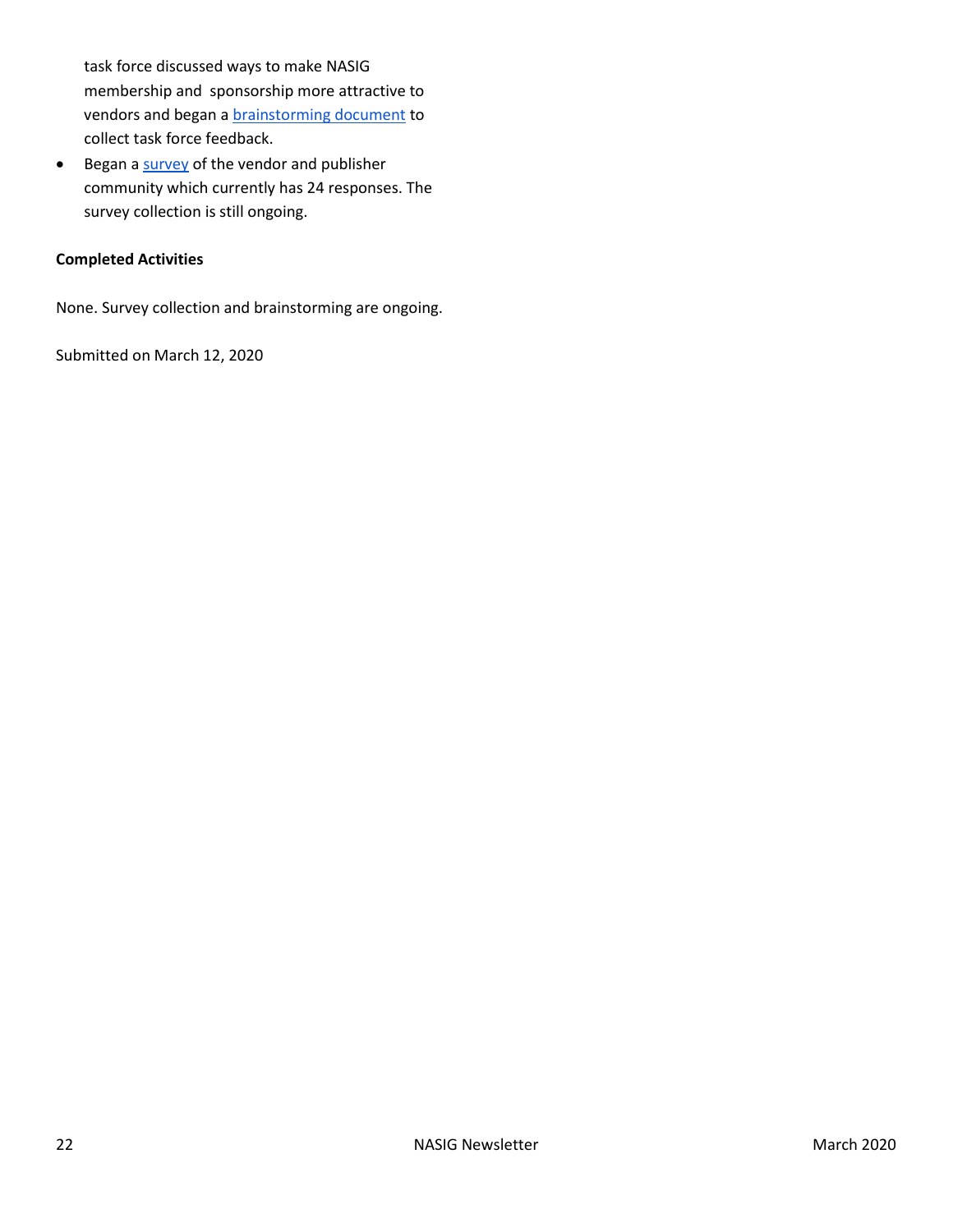task force discussed ways to make NASIG membership and sponsorship more attractive to vendors and began a [brainstorming document](#) to collect task force feedback.

- Began a [survey](#) of the vendor and publisher community which currently has 24 responses. The survey collection is still ongoing.

**Completed Activities**

None. Survey collection and brainstorming are ongoing.

Submitted on March 12, 2020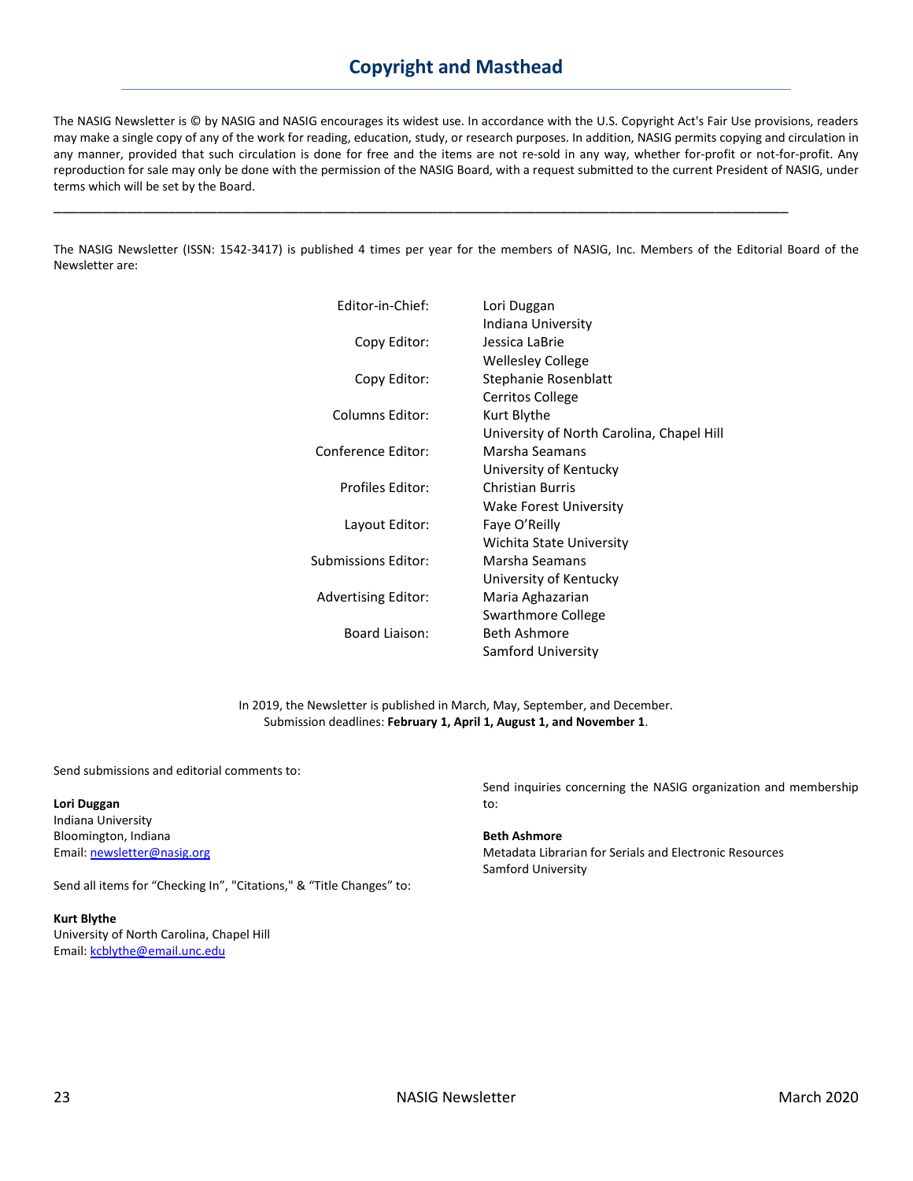## Copyright and Masthead

The NASIG Newsletter is © by NASIG and NASIG encourages its widest use. In accordance with the U.S. Copyright Act's Fair Use provisions, readers may make a single copy of any of the work for reading, education, study, or research purposes. In addition, NASIG permits copying and circulation in any manner, provided that such circulation is done for free and the items are not re-sold in any way, whether for-profit or not-for-profit. Any reproduction for sale may only be done with the permission of the NASIG Board, with a request submitted to the current President of NASIG, under terms which will be set by the Board.

---

The NASIG Newsletter (ISSN: 1542-3417) is published 4 times per year for the members of NASIG, Inc. Members of the Editorial Board of the Newsletter are:

| | |
|---|---|
| Editor-in-Chief: | Lori Duggan<br>Indiana University |
| Copy Editor: | Jessica LaBrie<br>Wellesley College |
| Copy Editor: | Stephanie Rosenblatt<br>Cerritos College |
| Columns Editor: | Kurt Blythe<br>University of North Carolina, Chapel Hill |
| Conference Editor: | Marsha Seamans<br>University of Kentucky |
| Profiles Editor: | Christian Burris<br>Wake Forest University |
| Layout Editor: | Faye O'Reilly<br>Wichita State University |
| Submissions Editor: | Marsha Seamans<br>University of Kentucky |
| Advertising Editor: | Maria Aghazarian<br>Swarthmore College |
| Board Liaison: | Beth Ashmore<br>Samford University |

In 2019, the Newsletter is published in March, May, September, and December.
Submission deadlines: **February 1, April 1, August 1, and November 1**.

Send submissions and editorial comments to:

**Lori Duggan**
Indiana University
Bloomington, Indiana
Email: newsletter@nasig.org

Send all items for "Checking In", "Citations," & "Title Changes" to:

**Kurt Blythe**
University of North Carolina, Chapel Hill
Email: kcblythe@email.unc.edu

Send inquiries concerning the NASIG organization and membership to:

**Beth Ashmore**
Metadata Librarian for Serials and Electronic Resources
Samford University